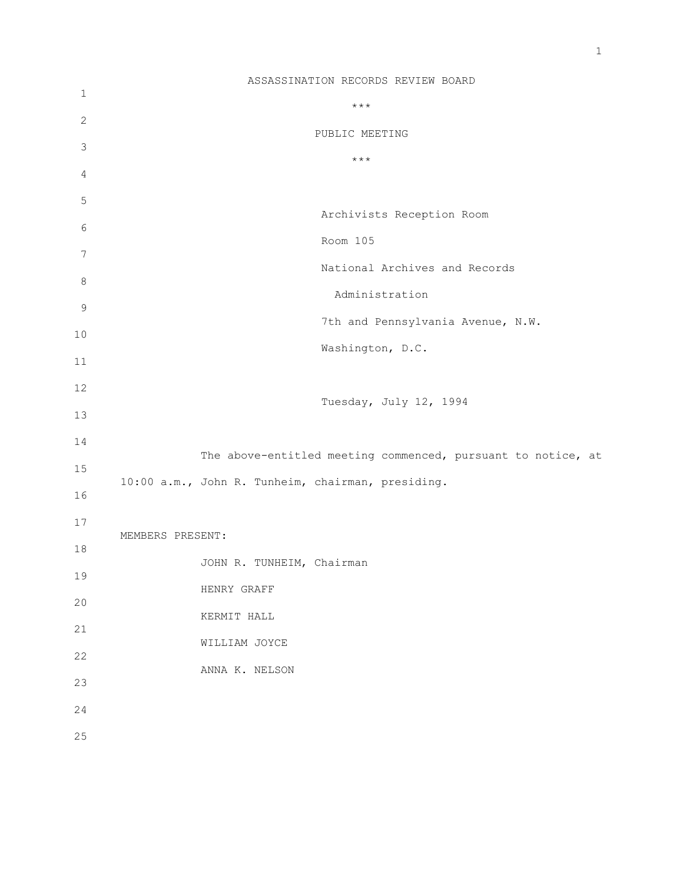# ASSASSINATION RECORDS REVIEW BOARD

\*\*\*

## PUBLIC MEETING

\*\*\*

Archivists Reception Room
Room 105
National Archives and Records Administration
7th and Pennsylvania Avenue, N.W.
Washington, D.C.

Tuesday, July 12, 1994

The above-entitled meeting commenced, pursuant to notice, at 10:00 a.m., John R. Tunheim, chairman, presiding.

MEMBERS PRESENT:

- JOHN R. TUNHEIM, Chairman
- HENRY GRAFF
- KERMIT HALL
- WILLIAM JOYCE
- ANNA K. NELSON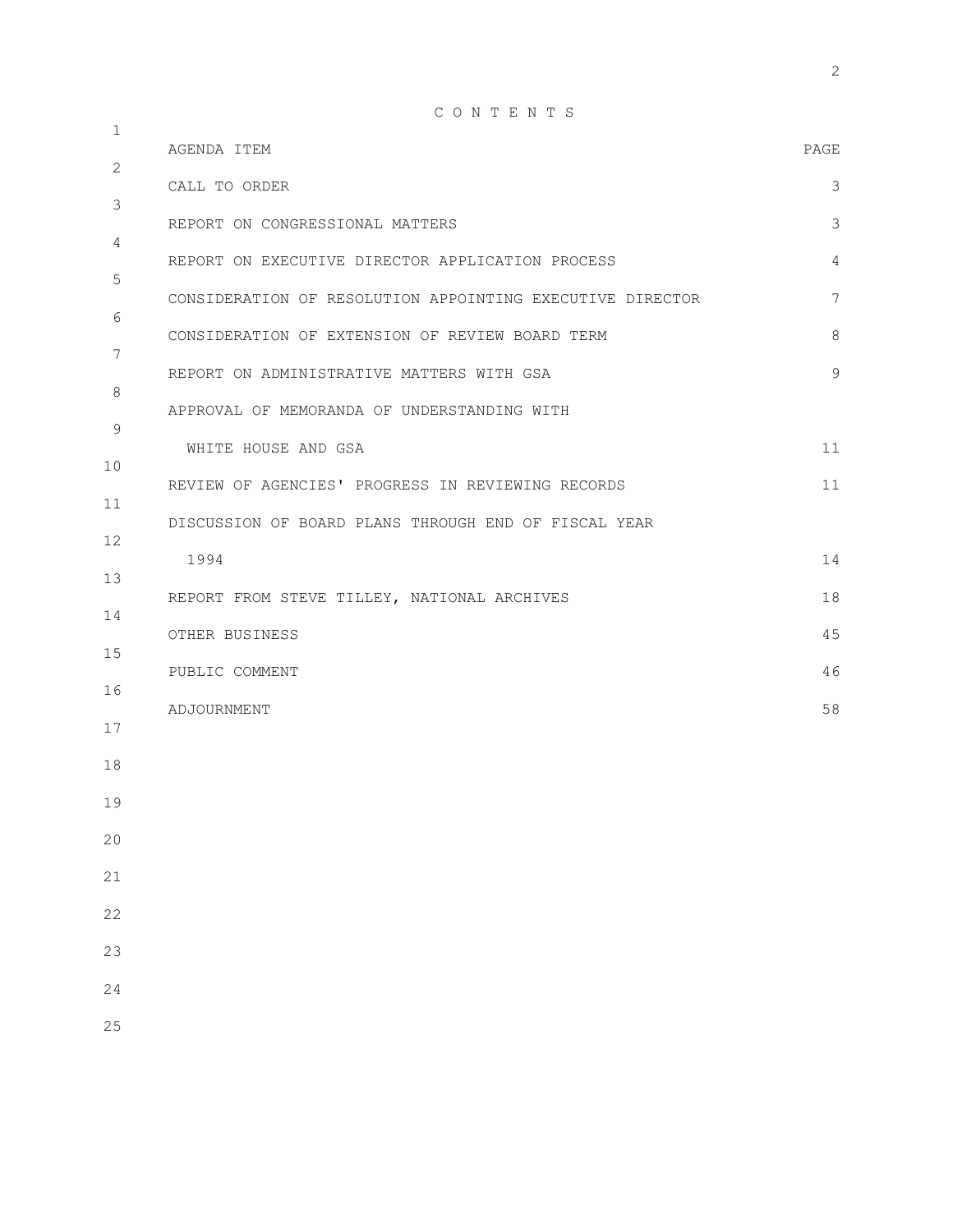# C O N T E N T S

| AGENDA ITEM | PAGE |
|---|---|
| CALL TO ORDER | 3 |
| REPORT ON CONGRESSIONAL MATTERS | 3 |
| REPORT ON EXECUTIVE DIRECTOR APPLICATION PROCESS | 4 |
| CONSIDERATION OF RESOLUTION APPOINTING EXECUTIVE DIRECTOR | 7 |
| CONSIDERATION OF EXTENSION OF REVIEW BOARD TERM | 8 |
| REPORT ON ADMINISTRATIVE MATTERS WITH GSA | 9 |
| APPROVAL OF MEMORANDA OF UNDERSTANDING WITH WHITE HOUSE AND GSA | 11 |
| REVIEW OF AGENCIES' PROGRESS IN REVIEWING RECORDS | 11 |
| DISCUSSION OF BOARD PLANS THROUGH END OF FISCAL YEAR 1994 | 14 |
| REPORT FROM STEVE TILLEY, NATIONAL ARCHIVES | 18 |
| OTHER BUSINESS | 45 |
| PUBLIC COMMENT | 46 |
| ADJOURNMENT | 58 |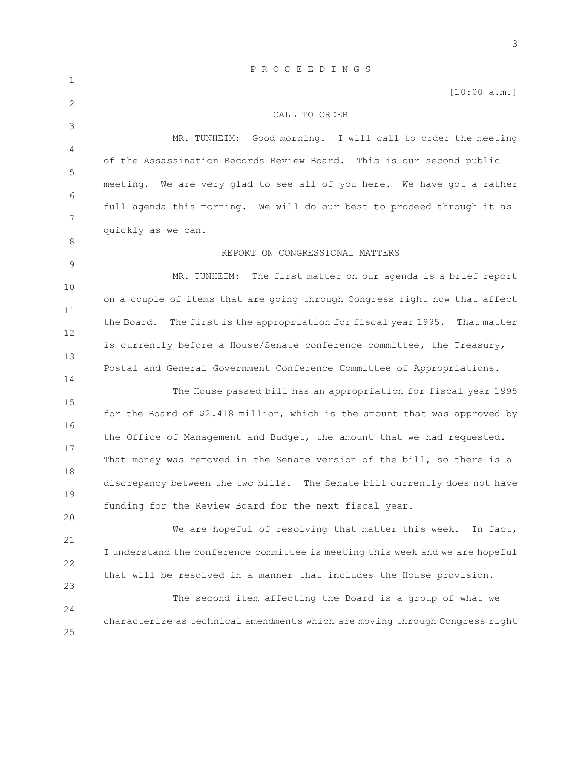P R O C E E D I N G S

[10:00 a.m.]

CALL TO ORDER

MR. TUNHEIM: Good morning. I will call to order the meeting of the Assassination Records Review Board. This is our second public meeting. We are very glad to see all of you here. We have got a rather full agenda this morning. We will do our best to proceed through it as quickly as we can.

REPORT ON CONGRESSIONAL MATTERS

MR. TUNHEIM: The first matter on our agenda is a brief report on a couple of items that are going through Congress right now that affect the Board. The first is the appropriation for fiscal year 1995. That matter is currently before a House/Senate conference committee, the Treasury, Postal and General Government Conference Committee of Appropriations.

The House passed bill has an appropriation for fiscal year 1995 for the Board of $2.418 million, which is the amount that was approved by the Office of Management and Budget, the amount that we had requested. That money was removed in the Senate version of the bill, so there is a discrepancy between the two bills. The Senate bill currently does not have funding for the Review Board for the next fiscal year.

We are hopeful of resolving that matter this week. In fact, I understand the conference committee is meeting this week and we are hopeful that will be resolved in a manner that includes the House provision.

The second item affecting the Board is a group of what we characterize as technical amendments which are moving through Congress right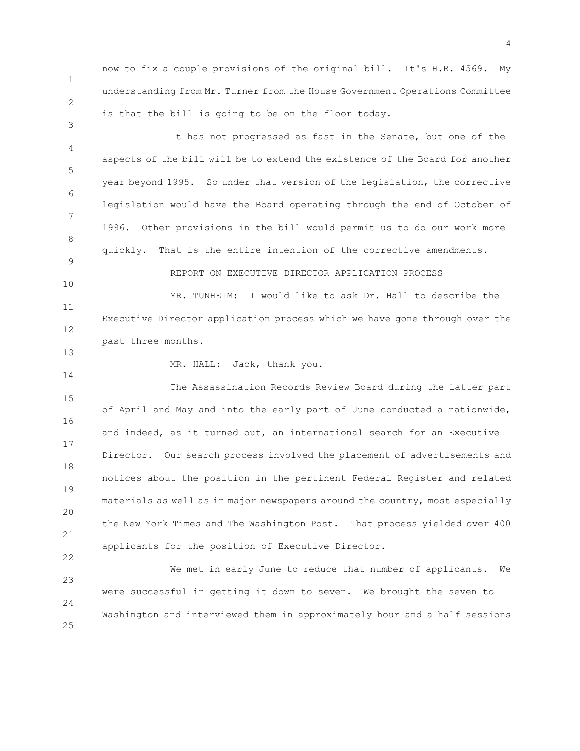now to fix a couple provisions of the original bill. It's H.R. 4569. My understanding from Mr. Turner from the House Government Operations Committee is that the bill is going to be on the floor today.

It has not progressed as fast in the Senate, but one of the aspects of the bill will be to extend the existence of the Board for another year beyond 1995. So under that version of the legislation, the corrective legislation would have the Board operating through the end of October of 1996. Other provisions in the bill would permit us to do our work more quickly. That is the entire intention of the corrective amendments.

REPORT ON EXECUTIVE DIRECTOR APPLICATION PROCESS

MR. TUNHEIM: I would like to ask Dr. Hall to describe the Executive Director application process which we have gone through over the past three months.

MR. HALL: Jack, thank you.

The Assassination Records Review Board during the latter part of April and May and into the early part of June conducted a nationwide, and indeed, as it turned out, an international search for an Executive Director. Our search process involved the placement of advertisements and notices about the position in the pertinent Federal Register and related materials as well as in major newspapers around the country, most especially the New York Times and The Washington Post. That process yielded over 400 applicants for the position of Executive Director.

We met in early June to reduce that number of applicants. We were successful in getting it down to seven. We brought the seven to Washington and interviewed them in approximately hour and a half sessions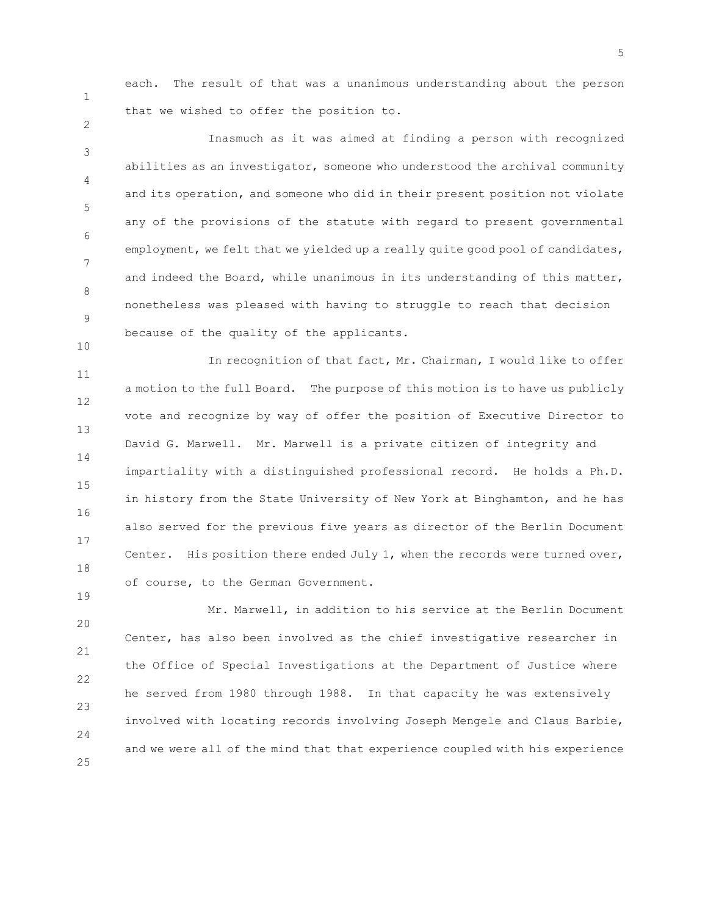each. The result of that was a unanimous understanding about the person that we wished to offer the position to.

Inasmuch as it was aimed at finding a person with recognized abilities as an investigator, someone who understood the archival community and its operation, and someone who did in their present position not violate any of the provisions of the statute with regard to present governmental employment, we felt that we yielded up a really quite good pool of candidates, and indeed the Board, while unanimous in its understanding of this matter, nonetheless was pleased with having to struggle to reach that decision because of the quality of the applicants.

In recognition of that fact, Mr. Chairman, I would like to offer a motion to the full Board. The purpose of this motion is to have us publicly vote and recognize by way of offer the position of Executive Director to David G. Marwell. Mr. Marwell is a private citizen of integrity and impartiality with a distinguished professional record. He holds a Ph.D. in history from the State University of New York at Binghamton, and he has also served for the previous five years as director of the Berlin Document Center. His position there ended July 1, when the records were turned over, of course, to the German Government.

Mr. Marwell, in addition to his service at the Berlin Document Center, has also been involved as the chief investigative researcher in the Office of Special Investigations at the Department of Justice where he served from 1980 through 1988. In that capacity he was extensively involved with locating records involving Joseph Mengele and Claus Barbie, and we were all of the mind that that experience coupled with his experience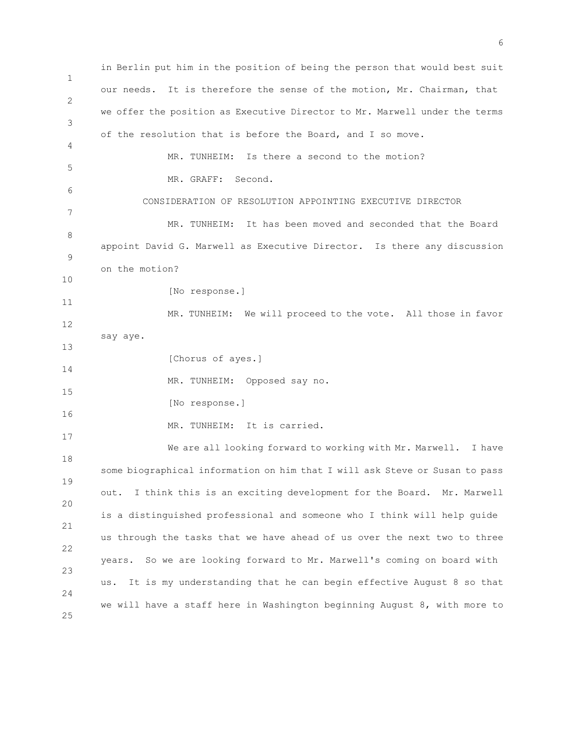in Berlin put him in the position of being the person that would best suit our needs. It is therefore the sense of the motion, Mr. Chairman, that we offer the position as Executive Director to Mr. Marwell under the terms of the resolution that is before the Board, and I so move.

MR. TUNHEIM: Is there a second to the motion?

MR. GRAFF: Second.

CONSIDERATION OF RESOLUTION APPOINTING EXECUTIVE DIRECTOR

MR. TUNHEIM: It has been moved and seconded that the Board appoint David G. Marwell as Executive Director. Is there any discussion on the motion?

[No response.]

MR. TUNHEIM: We will proceed to the vote. All those in favor say aye.

[Chorus of ayes.]

MR. TUNHEIM: Opposed say no.

[No response.]

MR. TUNHEIM: It is carried.

We are all looking forward to working with Mr. Marwell. I have some biographical information on him that I will ask Steve or Susan to pass out. I think this is an exciting development for the Board. Mr. Marwell is a distinguished professional and someone who I think will help guide us through the tasks that we have ahead of us over the next two to three years. So we are looking forward to Mr. Marwell's coming on board with us. It is my understanding that he can begin effective August 8 so that we will have a staff here in Washington beginning August 8, with more to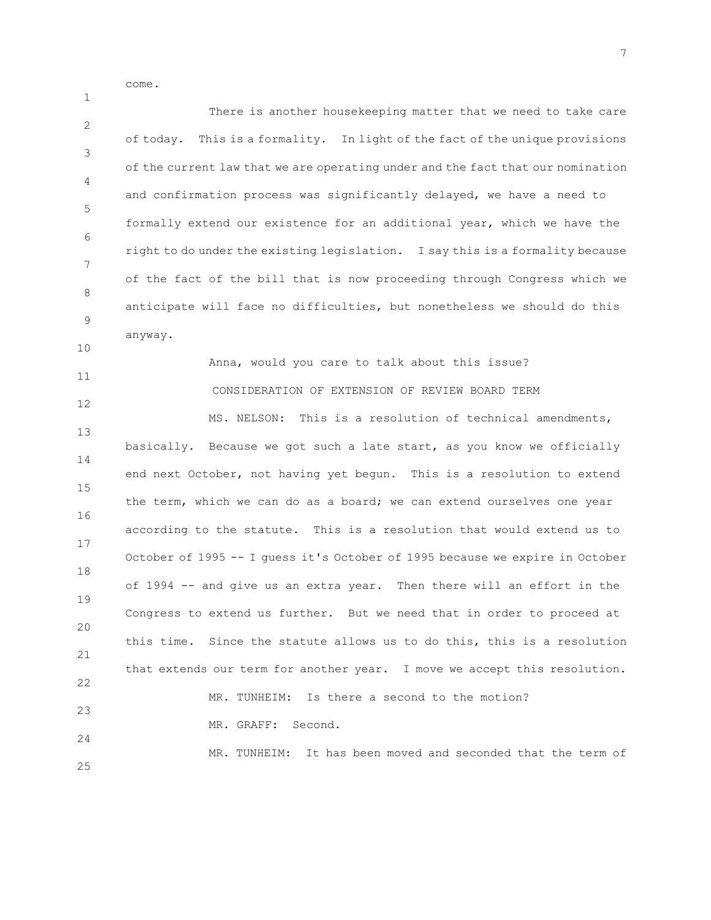come.

There is another housekeeping matter that we need to take care of today. This is a formality. In light of the fact of the unique provisions of the current law that we are operating under and the fact that our nomination and confirmation process was significantly delayed, we have a need to formally extend our existence for an additional year, which we have the right to do under the existing legislation. I say this is a formality because of the fact of the bill that is now proceeding through Congress which we anticipate will face no difficulties, but nonetheless we should do this anyway.

Anna, would you care to talk about this issue?

CONSIDERATION OF EXTENSION OF REVIEW BOARD TERM

MS. NELSON: This is a resolution of technical amendments, basically. Because we got such a late start, as you know we officially end next October, not having yet begun. This is a resolution to extend the term, which we can do as a board; we can extend ourselves one year according to the statute. This is a resolution that would extend us to October of 1995 -- I guess it's October of 1995 because we expire in October of 1994 -- and give us an extra year. Then there will an effort in the Congress to extend us further. But we need that in order to proceed at this time. Since the statute allows us to do this, this is a resolution that extends our term for another year. I move we accept this resolution.

MR. TUNHEIM: Is there a second to the motion?

MR. GRAFF: Second.

MR. TUNHEIM: It has been moved and seconded that the term of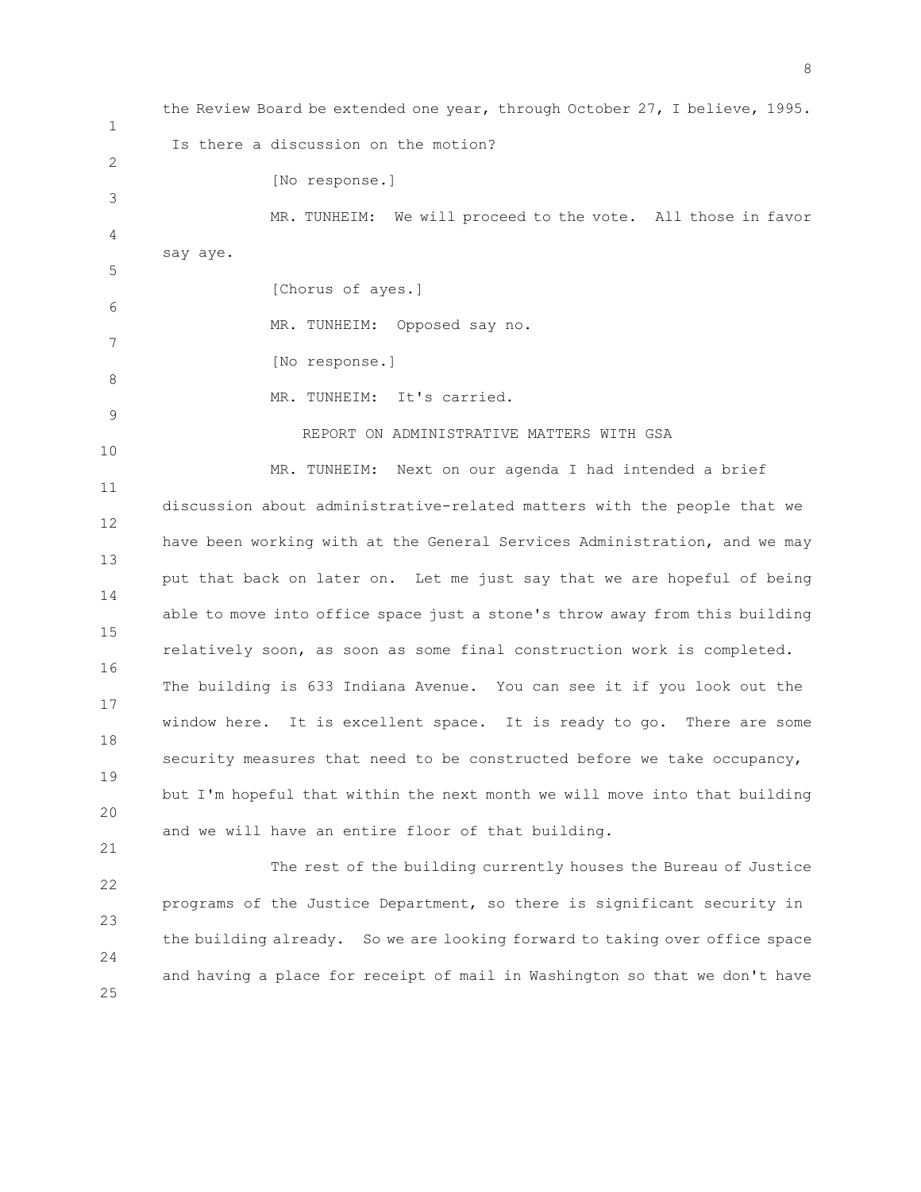the Review Board be extended one year, through October 27, I believe, 1995. Is there a discussion on the motion?

[No response.]

MR. TUNHEIM: We will proceed to the vote. All those in favor say aye.

[Chorus of ayes.]

MR. TUNHEIM: Opposed say no.

[No response.]

MR. TUNHEIM: It's carried.

REPORT ON ADMINISTRATIVE MATTERS WITH GSA

MR. TUNHEIM: Next on our agenda I had intended a brief discussion about administrative-related matters with the people that we have been working with at the General Services Administration, and we may put that back on later on. Let me just say that we are hopeful of being able to move into office space just a stone's throw away from this building relatively soon, as soon as some final construction work is completed. The building is 633 Indiana Avenue. You can see it if you look out the window here. It is excellent space. It is ready to go. There are some security measures that need to be constructed before we take occupancy, but I'm hopeful that within the next month we will move into that building and we will have an entire floor of that building.

The rest of the building currently houses the Bureau of Justice programs of the Justice Department, so there is significant security in the building already. So we are looking forward to taking over office space and having a place for receipt of mail in Washington so that we don't have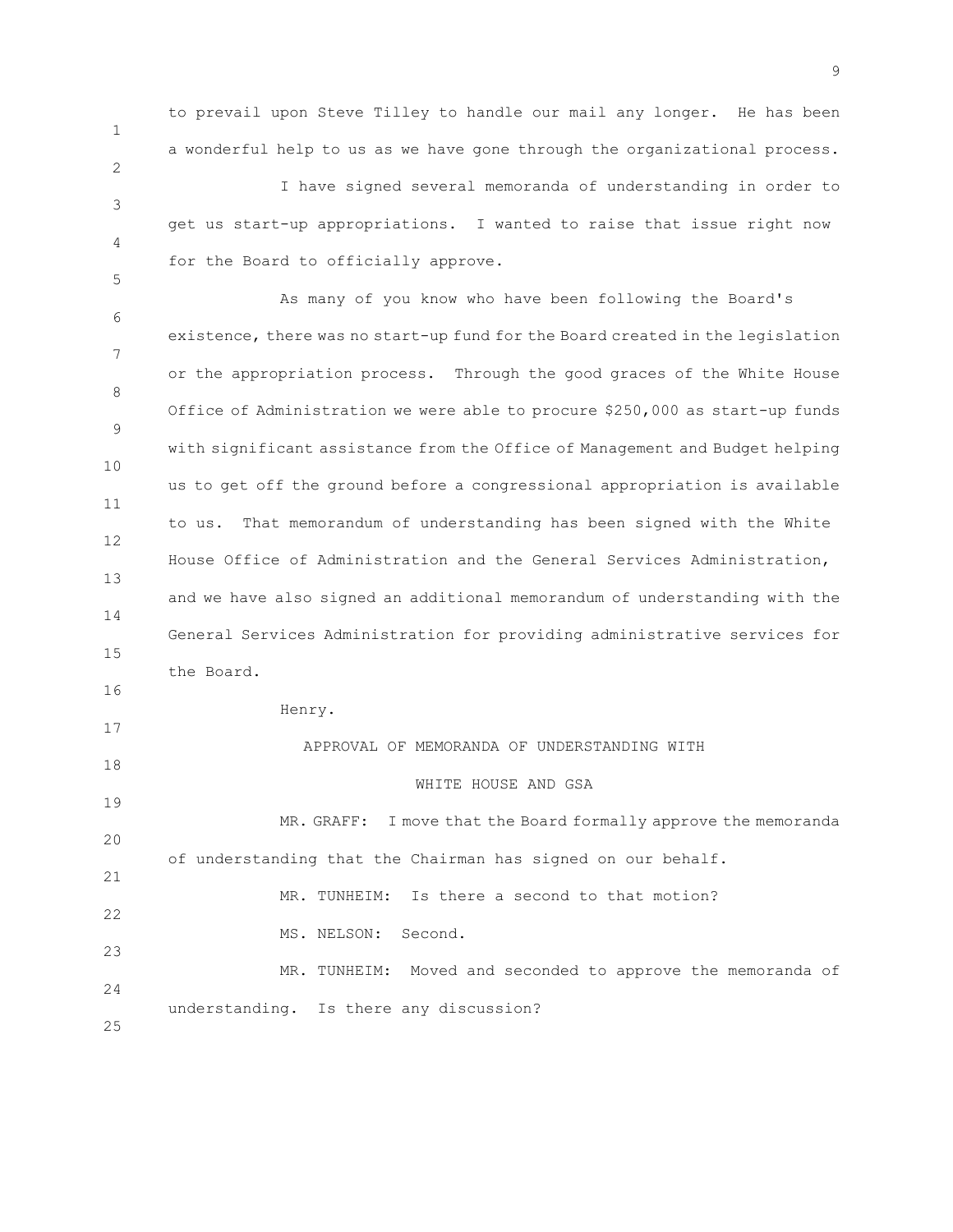to prevail upon Steve Tilley to handle our mail any longer. He has been a wonderful help to us as we have gone through the organizational process.

I have signed several memoranda of understanding in order to get us start-up appropriations. I wanted to raise that issue right now for the Board to officially approve.

As many of you know who have been following the Board's existence, there was no start-up fund for the Board created in the legislation or the appropriation process. Through the good graces of the White House Office of Administration we were able to procure $250,000 as start-up funds with significant assistance from the Office of Management and Budget helping us to get off the ground before a congressional appropriation is available to us. That memorandum of understanding has been signed with the White House Office of Administration and the General Services Administration, and we have also signed an additional memorandum of understanding with the General Services Administration for providing administrative services for the Board.

Henry.

APPROVAL OF MEMORANDA OF UNDERSTANDING WITH
WHITE HOUSE AND GSA

MR. GRAFF: I move that the Board formally approve the memoranda of understanding that the Chairman has signed on our behalf.

MR. TUNHEIM: Is there a second to that motion?

MS. NELSON: Second.

MR. TUNHEIM: Moved and seconded to approve the memoranda of understanding. Is there any discussion?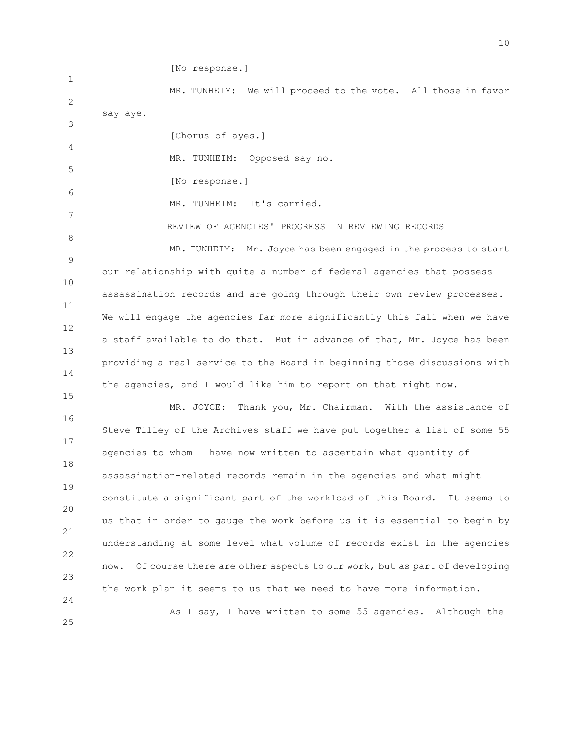[No response.]

MR. TUNHEIM: We will proceed to the vote. All those in favor say aye.

[Chorus of ayes.]

MR. TUNHEIM: Opposed say no.

[No response.]

MR. TUNHEIM: It's carried.

## REVIEW OF AGENCIES' PROGRESS IN REVIEWING RECORDS

MR. TUNHEIM: Mr. Joyce has been engaged in the process to start our relationship with quite a number of federal agencies that possess assassination records and are going through their own review processes. We will engage the agencies far more significantly this fall when we have a staff available to do that. But in advance of that, Mr. Joyce has been providing a real service to the Board in beginning those discussions with the agencies, and I would like him to report on that right now.

MR. JOYCE: Thank you, Mr. Chairman. With the assistance of Steve Tilley of the Archives staff we have put together a list of some 55 agencies to whom I have now written to ascertain what quantity of assassination-related records remain in the agencies and what might constitute a significant part of the workload of this Board. It seems to us that in order to gauge the work before us it is essential to begin by understanding at some level what volume of records exist in the agencies now. Of course there are other aspects to our work, but as part of developing the work plan it seems to us that we need to have more information.

As I say, I have written to some 55 agencies. Although the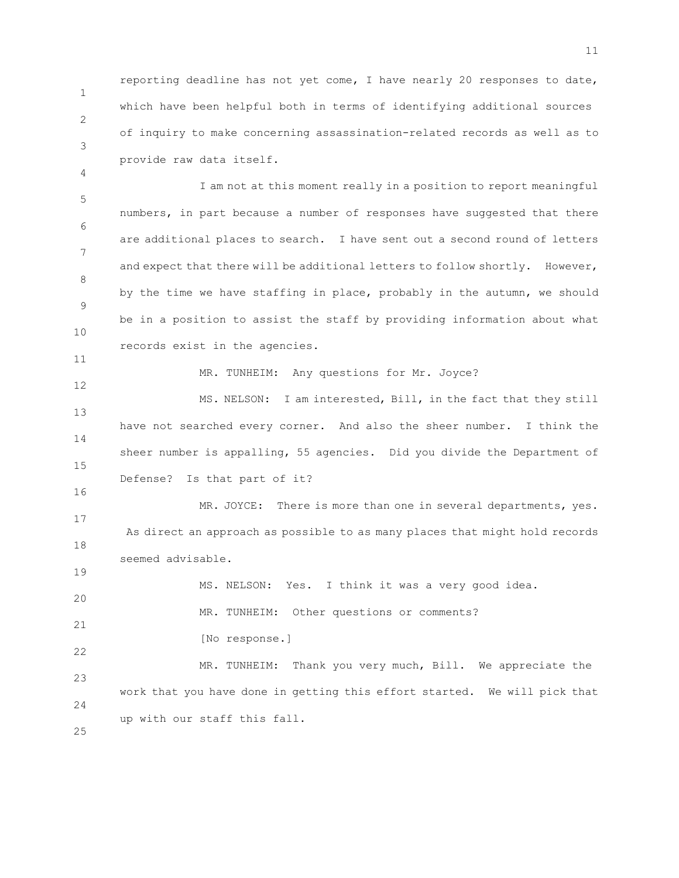reporting deadline has not yet come, I have nearly 20 responses to date, which have been helpful both in terms of identifying additional sources of inquiry to make concerning assassination-related records as well as to provide raw data itself.

I am not at this moment really in a position to report meaningful numbers, in part because a number of responses have suggested that there are additional places to search. I have sent out a second round of letters and expect that there will be additional letters to follow shortly. However, by the time we have staffing in place, probably in the autumn, we should be in a position to assist the staff by providing information about what records exist in the agencies.

MR. TUNHEIM: Any questions for Mr. Joyce?

MS. NELSON: I am interested, Bill, in the fact that they still have not searched every corner. And also the sheer number. I think the sheer number is appalling, 55 agencies. Did you divide the Department of Defense? Is that part of it?

MR. JOYCE: There is more than one in several departments, yes. As direct an approach as possible to as many places that might hold records seemed advisable.

MS. NELSON: Yes. I think it was a very good idea.

MR. TUNHEIM: Other questions or comments?

[No response.]

MR. TUNHEIM: Thank you very much, Bill. We appreciate the work that you have done in getting this effort started. We will pick that up with our staff this fall.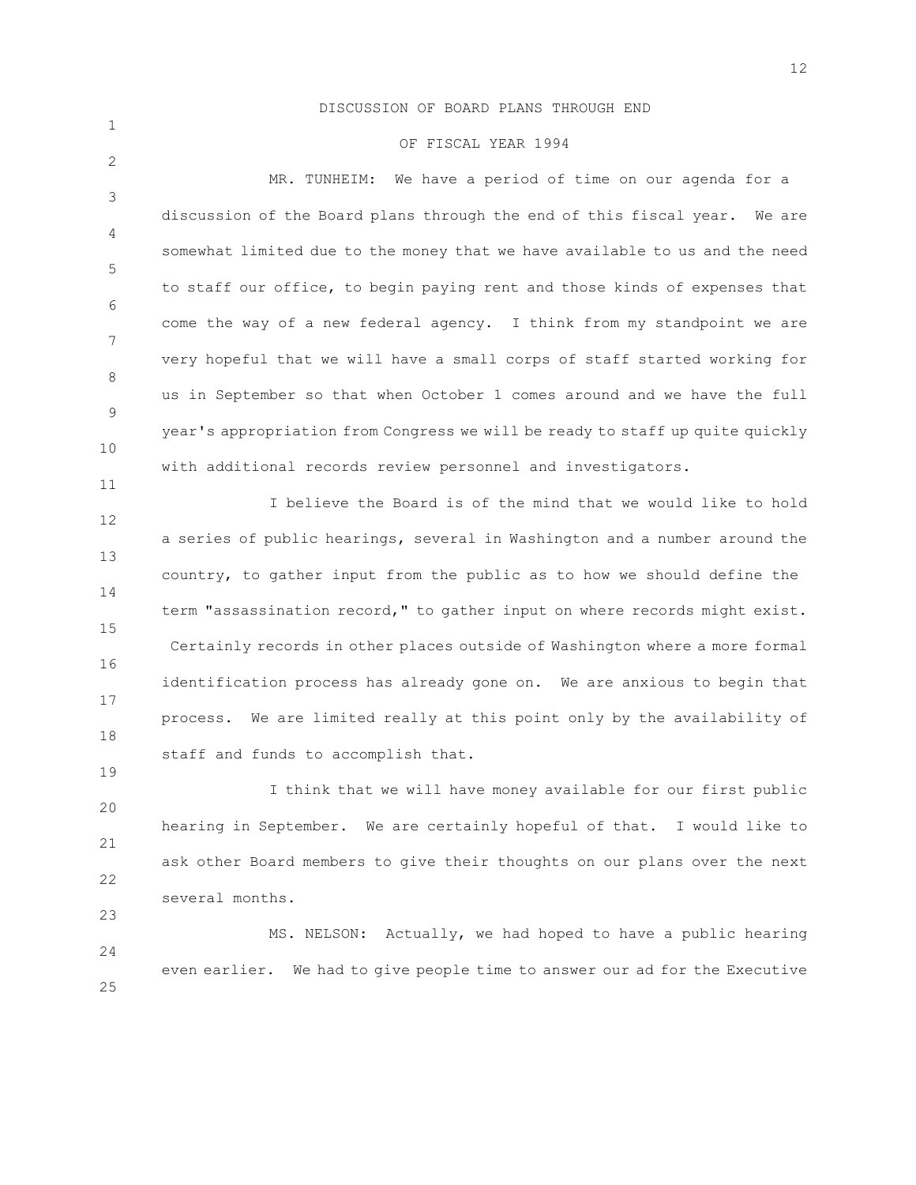## DISCUSSION OF BOARD PLANS THROUGH END OF FISCAL YEAR 1994

MR. TUNHEIM: We have a period of time on our agenda for a discussion of the Board plans through the end of this fiscal year. We are somewhat limited due to the money that we have available to us and the need to staff our office, to begin paying rent and those kinds of expenses that come the way of a new federal agency. I think from my standpoint we are very hopeful that we will have a small corps of staff started working for us in September so that when October 1 comes around and we have the full year's appropriation from Congress we will be ready to staff up quite quickly with additional records review personnel and investigators.

I believe the Board is of the mind that we would like to hold a series of public hearings, several in Washington and a number around the country, to gather input from the public as to how we should define the term "assassination record," to gather input on where records might exist. Certainly records in other places outside of Washington where a more formal identification process has already gone on. We are anxious to begin that process. We are limited really at this point only by the availability of staff and funds to accomplish that.

I think that we will have money available for our first public hearing in September. We are certainly hopeful of that. I would like to ask other Board members to give their thoughts on our plans over the next several months.

MS. NELSON: Actually, we had hoped to have a public hearing even earlier. We had to give people time to answer our ad for the Executive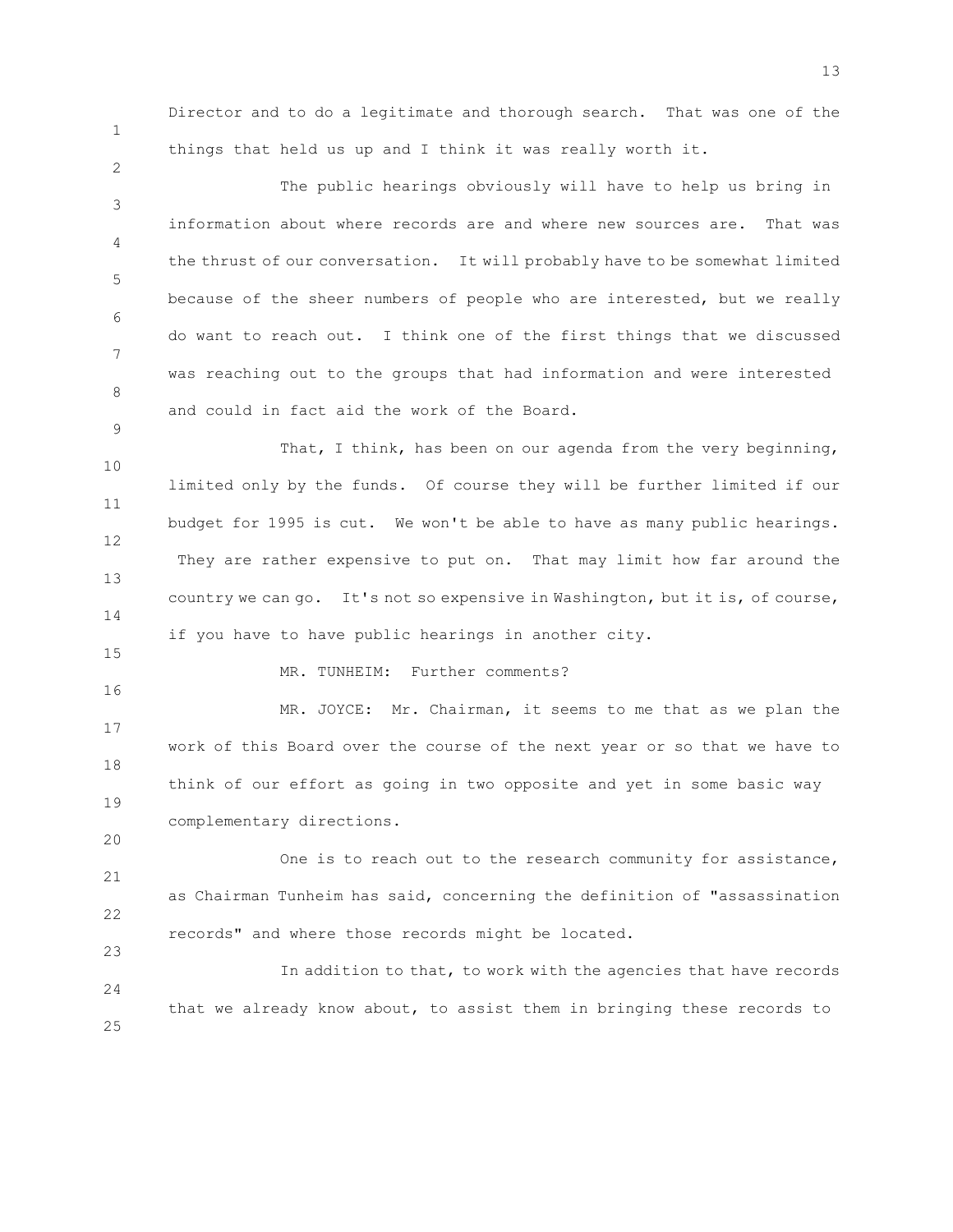Director and to do a legitimate and thorough search. That was one of the things that held us up and I think it was really worth it.

The public hearings obviously will have to help us bring in information about where records are and where new sources are. That was the thrust of our conversation. It will probably have to be somewhat limited because of the sheer numbers of people who are interested, but we really do want to reach out. I think one of the first things that we discussed was reaching out to the groups that had information and were interested and could in fact aid the work of the Board.

That, I think, has been on our agenda from the very beginning, limited only by the funds. Of course they will be further limited if our budget for 1995 is cut. We won't be able to have as many public hearings. They are rather expensive to put on. That may limit how far around the country we can go. It's not so expensive in Washington, but it is, of course, if you have to have public hearings in another city.

MR. TUNHEIM: Further comments?

MR. JOYCE: Mr. Chairman, it seems to me that as we plan the work of this Board over the course of the next year or so that we have to think of our effort as going in two opposite and yet in some basic way complementary directions.

One is to reach out to the research community for assistance, as Chairman Tunheim has said, concerning the definition of "assassination records" and where those records might be located.

In addition to that, to work with the agencies that have records that we already know about, to assist them in bringing these records to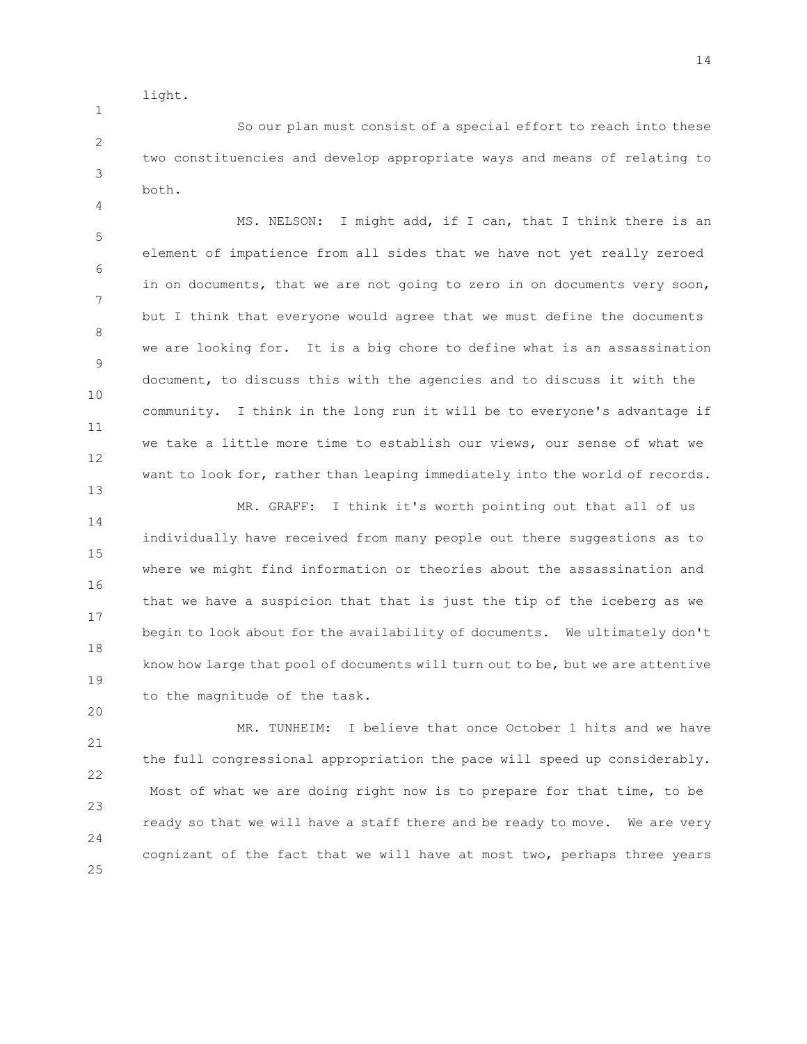light.

So our plan must consist of a special effort to reach into these two constituencies and develop appropriate ways and means of relating to both.

MS. NELSON: I might add, if I can, that I think there is an element of impatience from all sides that we have not yet really zeroed in on documents, that we are not going to zero in on documents very soon, but I think that everyone would agree that we must define the documents we are looking for. It is a big chore to define what is an assassination document, to discuss this with the agencies and to discuss it with the community. I think in the long run it will be to everyone's advantage if we take a little more time to establish our views, our sense of what we want to look for, rather than leaping immediately into the world of records.

MR. GRAFF: I think it's worth pointing out that all of us individually have received from many people out there suggestions as to where we might find information or theories about the assassination and that we have a suspicion that that is just the tip of the iceberg as we begin to look about for the availability of documents. We ultimately don't know how large that pool of documents will turn out to be, but we are attentive to the magnitude of the task.

MR. TUNHEIM: I believe that once October 1 hits and we have the full congressional appropriation the pace will speed up considerably. Most of what we are doing right now is to prepare for that time, to be ready so that we will have a staff there and be ready to move. We are very cognizant of the fact that we will have at most two, perhaps three years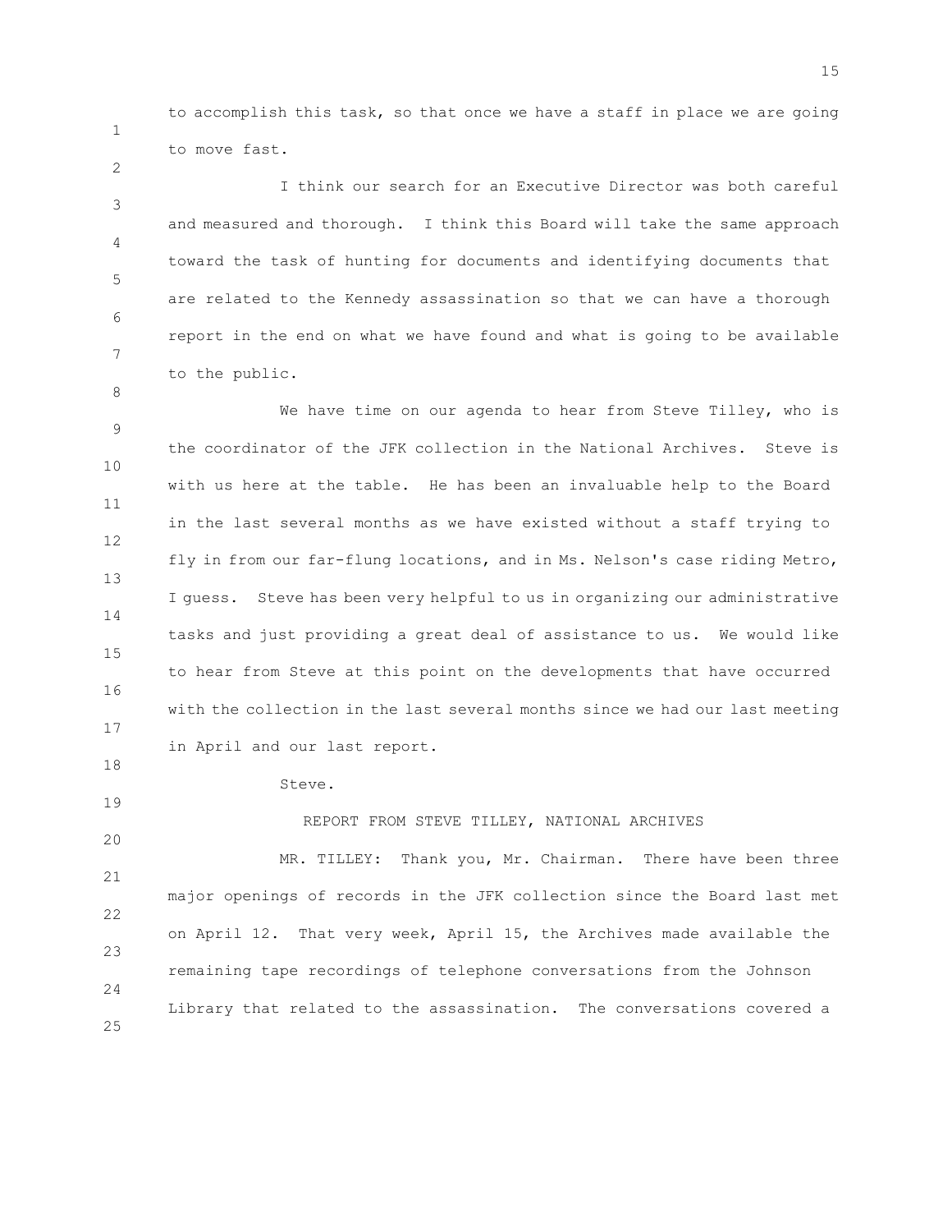to accomplish this task, so that once we have a staff in place we are going to move fast.

I think our search for an Executive Director was both careful and measured and thorough. I think this Board will take the same approach toward the task of hunting for documents and identifying documents that are related to the Kennedy assassination so that we can have a thorough report in the end on what we have found and what is going to be available to the public.

We have time on our agenda to hear from Steve Tilley, who is the coordinator of the JFK collection in the National Archives. Steve is with us here at the table. He has been an invaluable help to the Board in the last several months as we have existed without a staff trying to fly in from our far-flung locations, and in Ms. Nelson's case riding Metro, I guess. Steve has been very helpful to us in organizing our administrative tasks and just providing a great deal of assistance to us. We would like to hear from Steve at this point on the developments that have occurred with the collection in the last several months since we had our last meeting in April and our last report.

Steve.

REPORT FROM STEVE TILLEY, NATIONAL ARCHIVES

MR. TILLEY: Thank you, Mr. Chairman. There have been three major openings of records in the JFK collection since the Board last met on April 12. That very week, April 15, the Archives made available the remaining tape recordings of telephone conversations from the Johnson Library that related to the assassination. The conversations covered a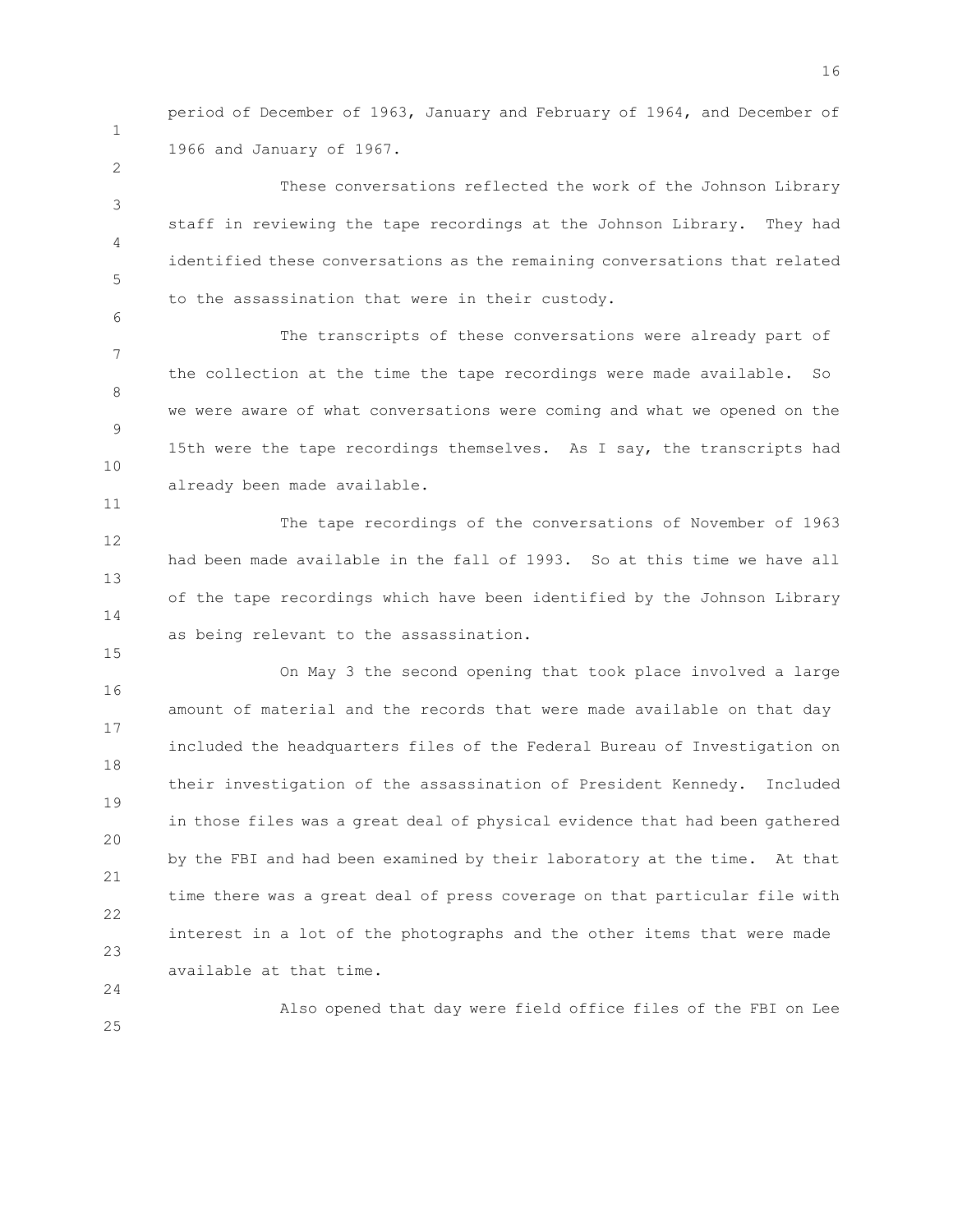period of December of 1963, January and February of 1964, and December of 1966 and January of 1967.

These conversations reflected the work of the Johnson Library staff in reviewing the tape recordings at the Johnson Library. They had identified these conversations as the remaining conversations that related to the assassination that were in their custody.

The transcripts of these conversations were already part of the collection at the time the tape recordings were made available. So we were aware of what conversations were coming and what we opened on the 15th were the tape recordings themselves. As I say, the transcripts had already been made available.

The tape recordings of the conversations of November of 1963 had been made available in the fall of 1993. So at this time we have all of the tape recordings which have been identified by the Johnson Library as being relevant to the assassination.

On May 3 the second opening that took place involved a large amount of material and the records that were made available on that day included the headquarters files of the Federal Bureau of Investigation on their investigation of the assassination of President Kennedy. Included in those files was a great deal of physical evidence that had been gathered by the FBI and had been examined by their laboratory at the time. At that time there was a great deal of press coverage on that particular file with interest in a lot of the photographs and the other items that were made available at that time.

Also opened that day were field office files of the FBI on Lee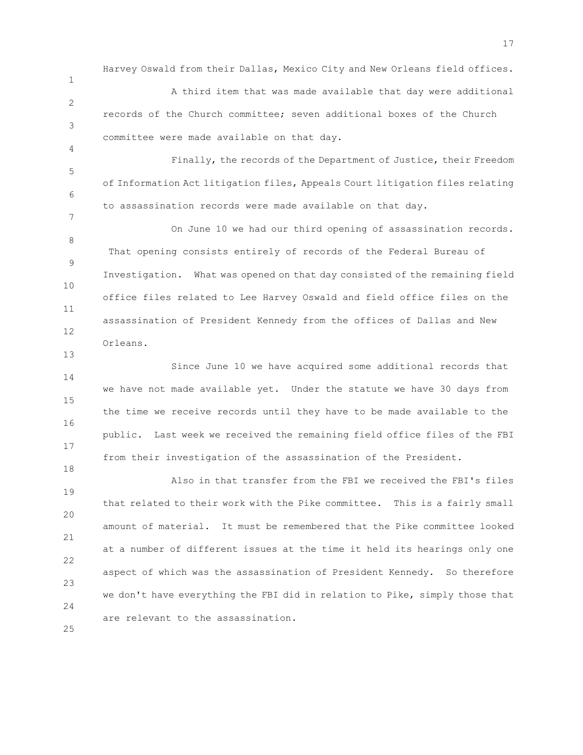Harvey Oswald from their Dallas, Mexico City and New Orleans field offices.

A third item that was made available that day were additional records of the Church committee; seven additional boxes of the Church committee were made available on that day.

Finally, the records of the Department of Justice, their Freedom of Information Act litigation files, Appeals Court litigation files relating to assassination records were made available on that day.

On June 10 we had our third opening of assassination records. That opening consists entirely of records of the Federal Bureau of Investigation. What was opened on that day consisted of the remaining field office files related to Lee Harvey Oswald and field office files on the assassination of President Kennedy from the offices of Dallas and New Orleans.

Since June 10 we have acquired some additional records that we have not made available yet. Under the statute we have 30 days from the time we receive records until they have to be made available to the public. Last week we received the remaining field office files of the FBI from their investigation of the assassination of the President.

Also in that transfer from the FBI we received the FBI's files that related to their work with the Pike committee. This is a fairly small amount of material. It must be remembered that the Pike committee looked at a number of different issues at the time it held its hearings only one aspect of which was the assassination of President Kennedy. So therefore we don't have everything the FBI did in relation to Pike, simply those that are relevant to the assassination.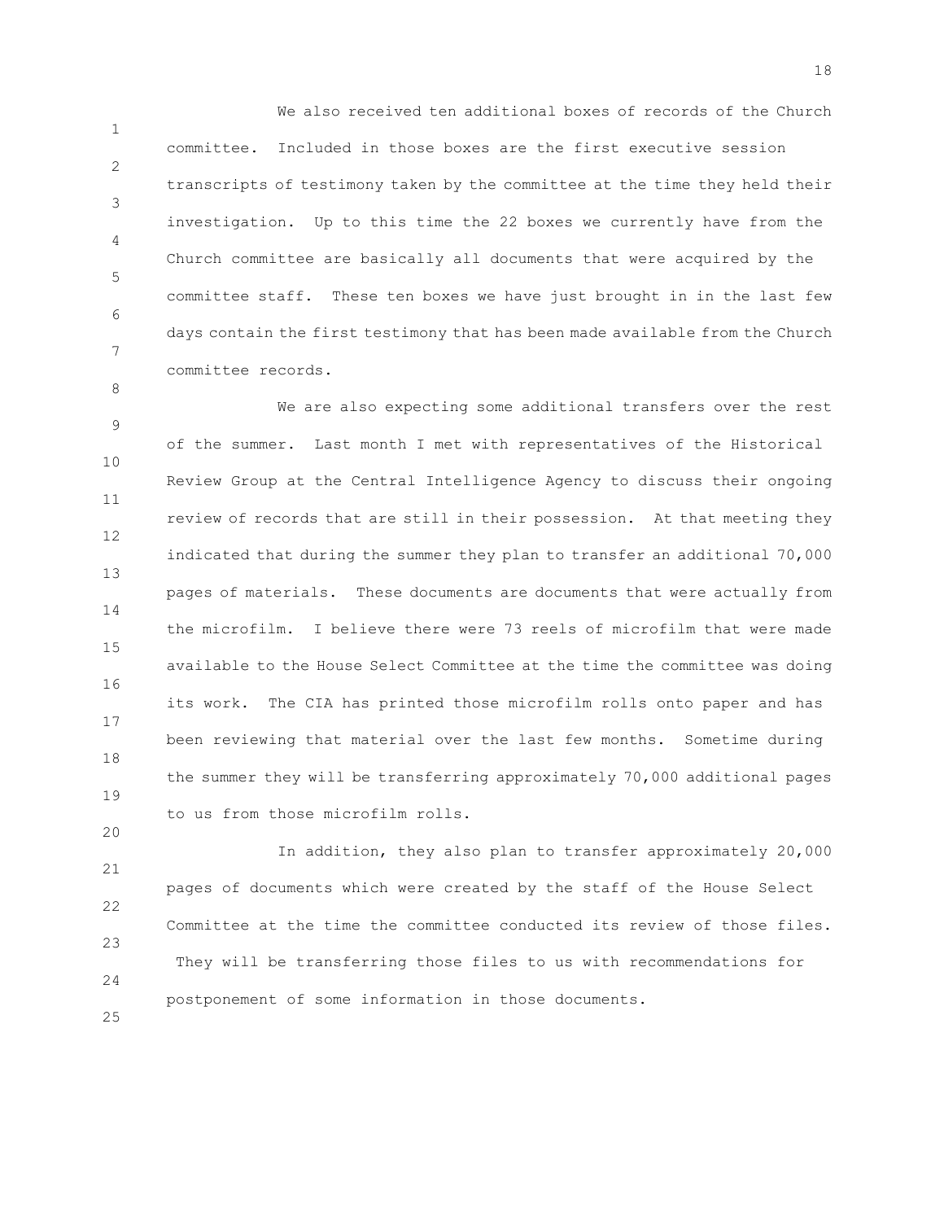We also received ten additional boxes of records of the Church committee. Included in those boxes are the first executive session transcripts of testimony taken by the committee at the time they held their investigation. Up to this time the 22 boxes we currently have from the Church committee are basically all documents that were acquired by the committee staff. These ten boxes we have just brought in in the last few days contain the first testimony that has been made available from the Church committee records.

We are also expecting some additional transfers over the rest of the summer. Last month I met with representatives of the Historical Review Group at the Central Intelligence Agency to discuss their ongoing review of records that are still in their possession. At that meeting they indicated that during the summer they plan to transfer an additional 70,000 pages of materials. These documents are documents that were actually from the microfilm. I believe there were 73 reels of microfilm that were made available to the House Select Committee at the time the committee was doing its work. The CIA has printed those microfilm rolls onto paper and has been reviewing that material over the last few months. Sometime during the summer they will be transferring approximately 70,000 additional pages to us from those microfilm rolls.

In addition, they also plan to transfer approximately 20,000 pages of documents which were created by the staff of the House Select Committee at the time the committee conducted its review of those files. They will be transferring those files to us with recommendations for postponement of some information in those documents.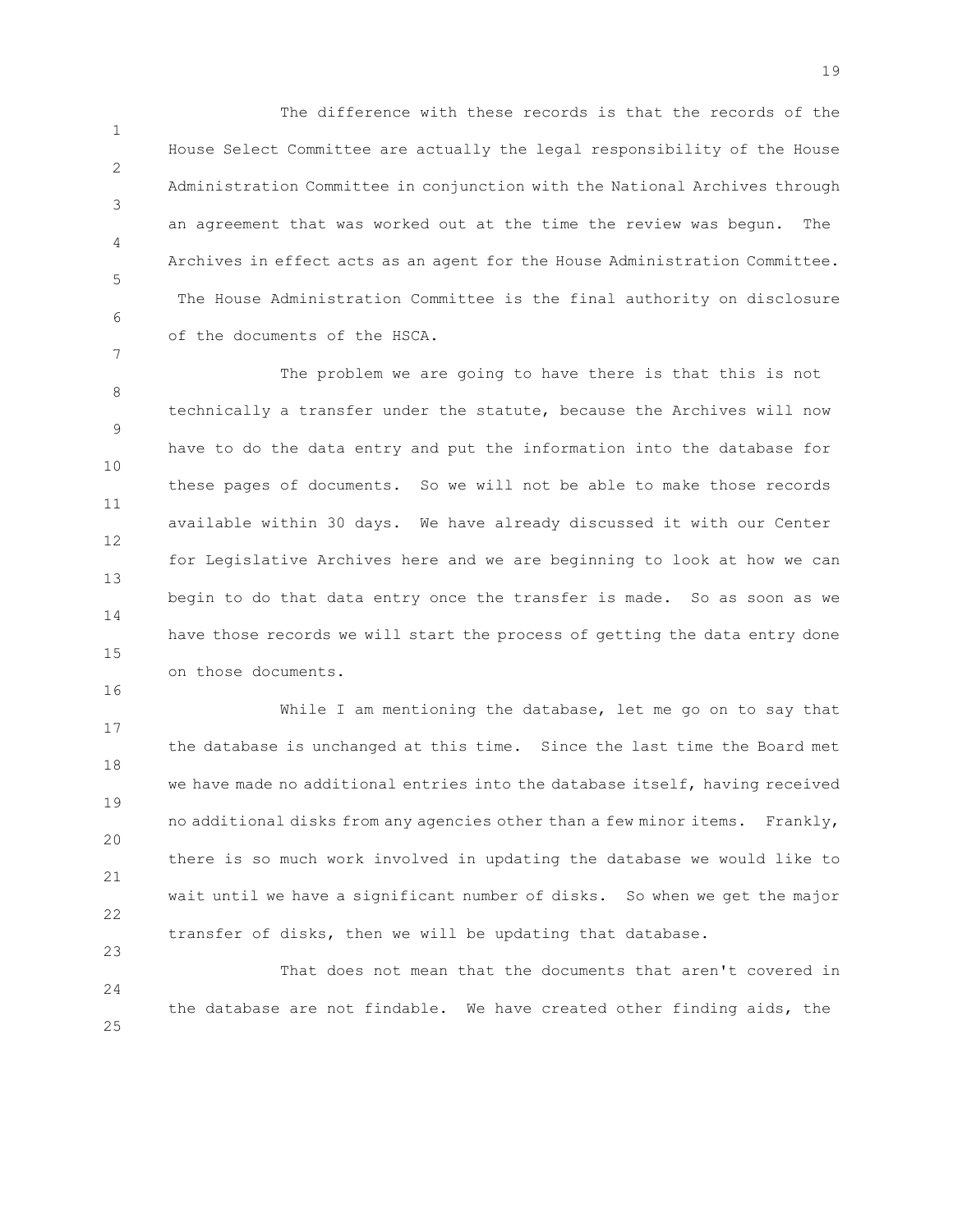The difference with these records is that the records of the House Select Committee are actually the legal responsibility of the House Administration Committee in conjunction with the National Archives through an agreement that was worked out at the time the review was begun. The Archives in effect acts as an agent for the House Administration Committee. The House Administration Committee is the final authority on disclosure of the documents of the HSCA.

The problem we are going to have there is that this is not technically a transfer under the statute, because the Archives will now have to do the data entry and put the information into the database for these pages of documents. So we will not be able to make those records available within 30 days. We have already discussed it with our Center for Legislative Archives here and we are beginning to look at how we can begin to do that data entry once the transfer is made. So as soon as we have those records we will start the process of getting the data entry done on those documents.

While I am mentioning the database, let me go on to say that the database is unchanged at this time. Since the last time the Board met we have made no additional entries into the database itself, having received no additional disks from any agencies other than a few minor items. Frankly, there is so much work involved in updating the database we would like to wait until we have a significant number of disks. So when we get the major transfer of disks, then we will be updating that database.

That does not mean that the documents that aren't covered in the database are not findable. We have created other finding aids, the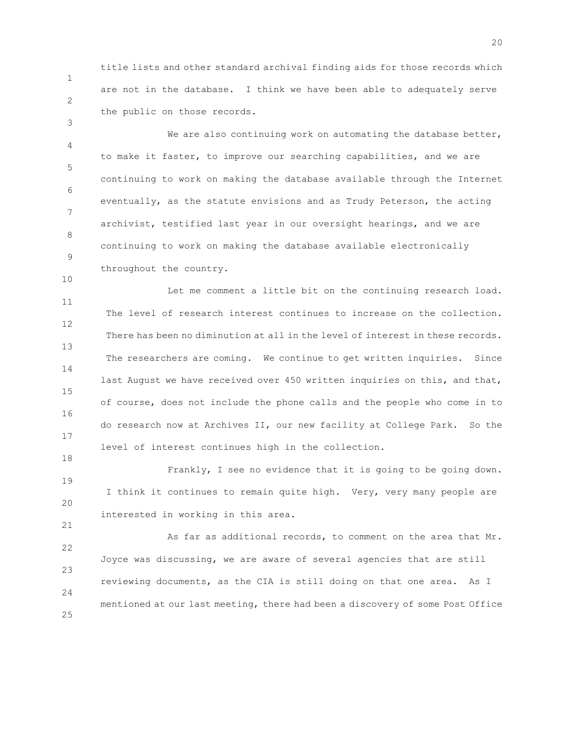title lists and other standard archival finding aids for those records which are not in the database. I think we have been able to adequately serve the public on those records.

We are also continuing work on automating the database better, to make it faster, to improve our searching capabilities, and we are continuing to work on making the database available through the Internet eventually, as the statute envisions and as Trudy Peterson, the acting archivist, testified last year in our oversight hearings, and we are continuing to work on making the database available electronically throughout the country.

Let me comment a little bit on the continuing research load. The level of research interest continues to increase on the collection. There has been no diminution at all in the level of interest in these records. The researchers are coming. We continue to get written inquiries. Since last August we have received over 450 written inquiries on this, and that, of course, does not include the phone calls and the people who come in to do research now at Archives II, our new facility at College Park. So the level of interest continues high in the collection.

Frankly, I see no evidence that it is going to be going down. I think it continues to remain quite high. Very, very many people are interested in working in this area.

As far as additional records, to comment on the area that Mr. Joyce was discussing, we are aware of several agencies that are still reviewing documents, as the CIA is still doing on that one area. As I mentioned at our last meeting, there had been a discovery of some Post Office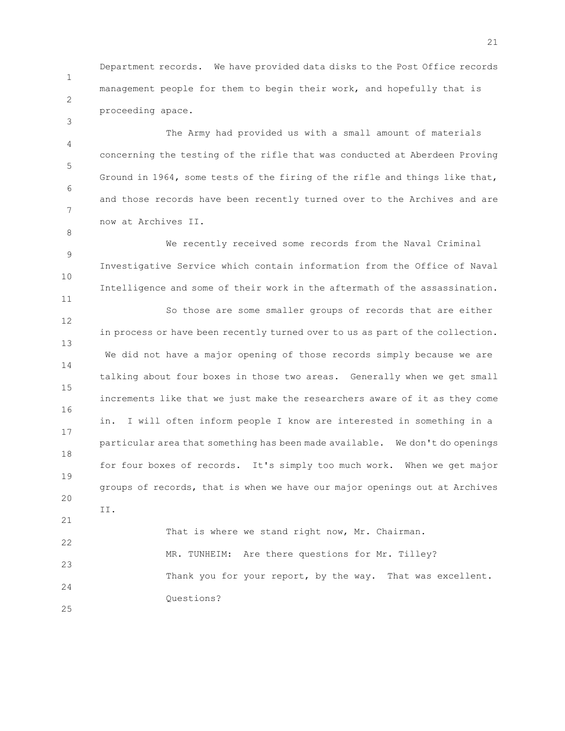Department records. We have provided data disks to the Post Office records management people for them to begin their work, and hopefully that is proceeding apace.

The Army had provided us with a small amount of materials concerning the testing of the rifle that was conducted at Aberdeen Proving Ground in 1964, some tests of the firing of the rifle and things like that, and those records have been recently turned over to the Archives and are now at Archives II.

We recently received some records from the Naval Criminal Investigative Service which contain information from the Office of Naval Intelligence and some of their work in the aftermath of the assassination.

So those are some smaller groups of records that are either in process or have been recently turned over to us as part of the collection. We did not have a major opening of those records simply because we are talking about four boxes in those two areas. Generally when we get small increments like that we just make the researchers aware of it as they come in. I will often inform people I know are interested in something in a particular area that something has been made available. We don't do openings for four boxes of records. It's simply too much work. When we get major groups of records, that is when we have our major openings out at Archives II.

That is where we stand right now, Mr. Chairman.

MR. TUNHEIM: Are there questions for Mr. Tilley?

Thank you for your report, by the way. That was excellent.

Questions?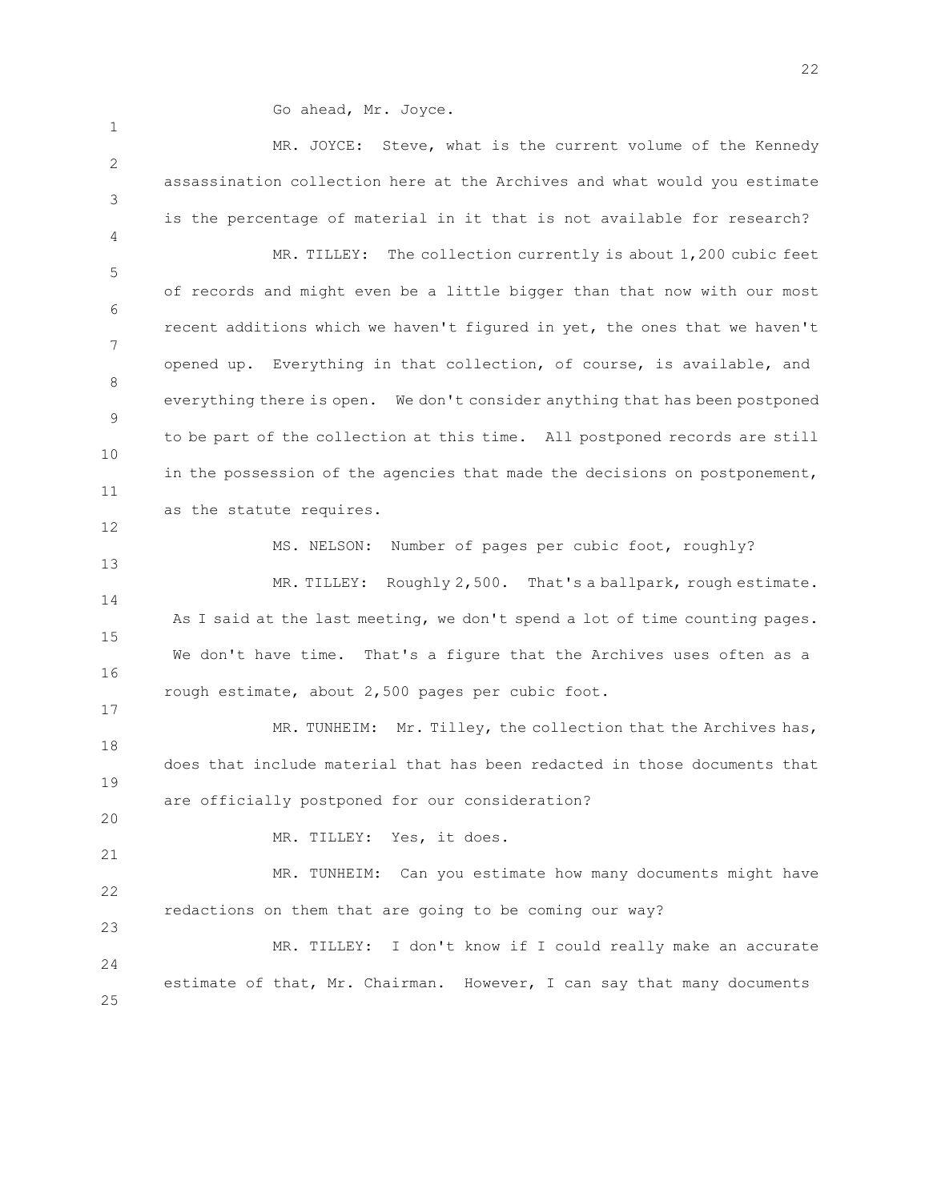Go ahead, Mr. Joyce.

MR. JOYCE: Steve, what is the current volume of the Kennedy assassination collection here at the Archives and what would you estimate is the percentage of material in it that is not available for research?

MR. TILLEY: The collection currently is about 1,200 cubic feet of records and might even be a little bigger than that now with our most recent additions which we haven't figured in yet, the ones that we haven't opened up. Everything in that collection, of course, is available, and everything there is open. We don't consider anything that has been postponed to be part of the collection at this time. All postponed records are still in the possession of the agencies that made the decisions on postponement, as the statute requires.

MS. NELSON: Number of pages per cubic foot, roughly?

MR. TILLEY: Roughly 2,500. That's a ballpark, rough estimate. As I said at the last meeting, we don't spend a lot of time counting pages. We don't have time. That's a figure that the Archives uses often as a rough estimate, about 2,500 pages per cubic foot.

MR. TUNHEIM: Mr. Tilley, the collection that the Archives has, does that include material that has been redacted in those documents that are officially postponed for our consideration?

MR. TILLEY: Yes, it does.

MR. TUNHEIM: Can you estimate how many documents might have redactions on them that are going to be coming our way?

MR. TILLEY: I don't know if I could really make an accurate estimate of that, Mr. Chairman. However, I can say that many documents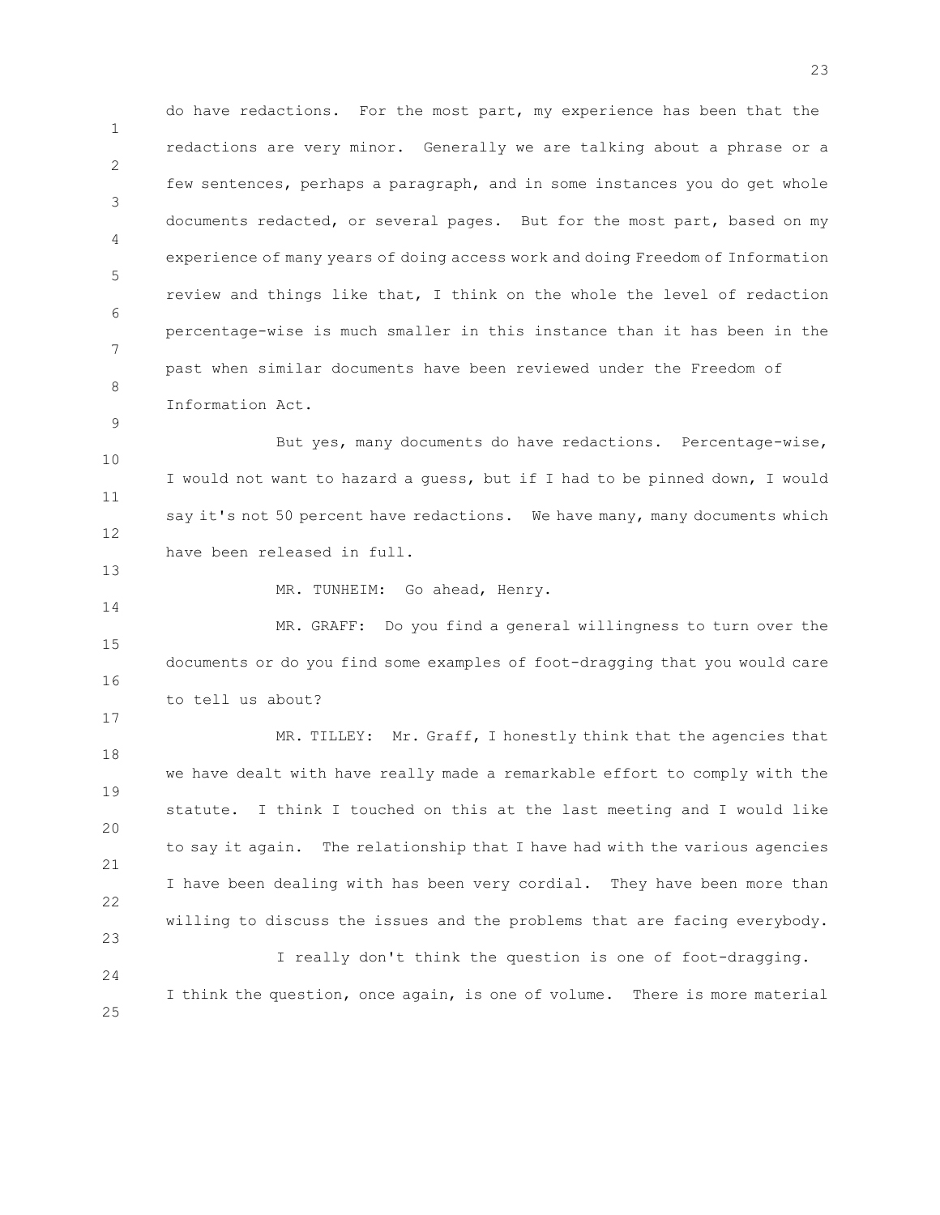do have redactions. For the most part, my experience has been that the redactions are very minor. Generally we are talking about a phrase or a few sentences, perhaps a paragraph, and in some instances you do get whole documents redacted, or several pages. But for the most part, based on my experience of many years of doing access work and doing Freedom of Information review and things like that, I think on the whole the level of redaction percentage-wise is much smaller in this instance than it has been in the past when similar documents have been reviewed under the Freedom of Information Act.

But yes, many documents do have redactions. Percentage-wise, I would not want to hazard a guess, but if I had to be pinned down, I would say it's not 50 percent have redactions. We have many, many documents which have been released in full.

MR. TUNHEIM: Go ahead, Henry.

MR. GRAFF: Do you find a general willingness to turn over the documents or do you find some examples of foot-dragging that you would care to tell us about?

MR. TILLEY: Mr. Graff, I honestly think that the agencies that we have dealt with have really made a remarkable effort to comply with the statute. I think I touched on this at the last meeting and I would like to say it again. The relationship that I have had with the various agencies I have been dealing with has been very cordial. They have been more than willing to discuss the issues and the problems that are facing everybody.

I really don't think the question is one of foot-dragging. I think the question, once again, is one of volume. There is more material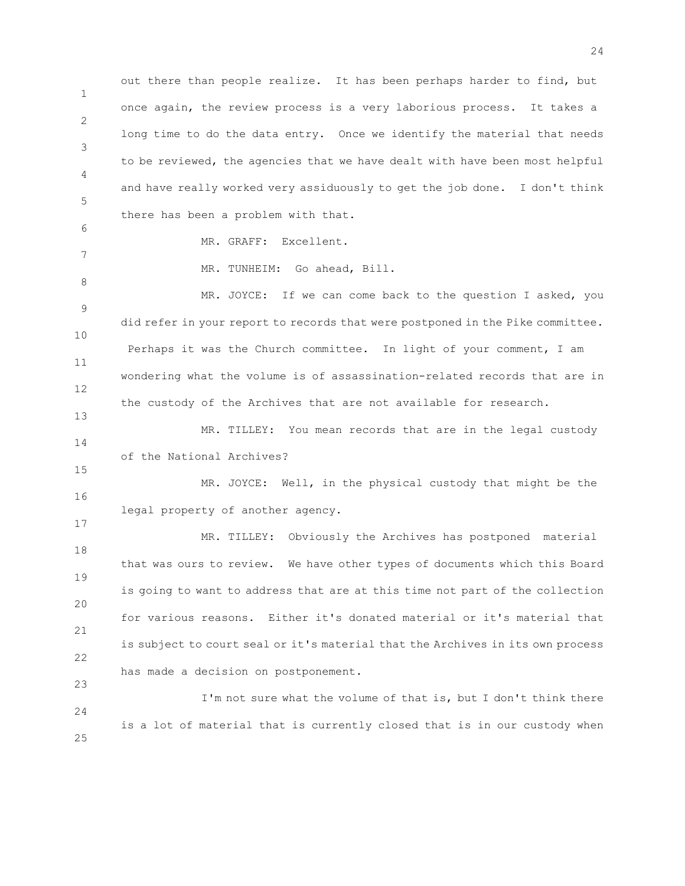out there than people realize. It has been perhaps harder to find, but once again, the review process is a very laborious process. It takes a long time to do the data entry. Once we identify the material that needs to be reviewed, the agencies that we have dealt with have been most helpful and have really worked very assiduously to get the job done. I don't think there has been a problem with that.

MR. GRAFF: Excellent.

MR. TUNHEIM: Go ahead, Bill.

MR. JOYCE: If we can come back to the question I asked, you did refer in your report to records that were postponed in the Pike committee. Perhaps it was the Church committee. In light of your comment, I am wondering what the volume is of assassination-related records that are in the custody of the Archives that are not available for research.

MR. TILLEY: You mean records that are in the legal custody of the National Archives?

MR. JOYCE: Well, in the physical custody that might be the legal property of another agency.

MR. TILLEY: Obviously the Archives has postponed material that was ours to review. We have other types of documents which this Board is going to want to address that are at this time not part of the collection for various reasons. Either it's donated material or it's material that is subject to court seal or it's material that the Archives in its own process has made a decision on postponement.

I'm not sure what the volume of that is, but I don't think there is a lot of material that is currently closed that is in our custody when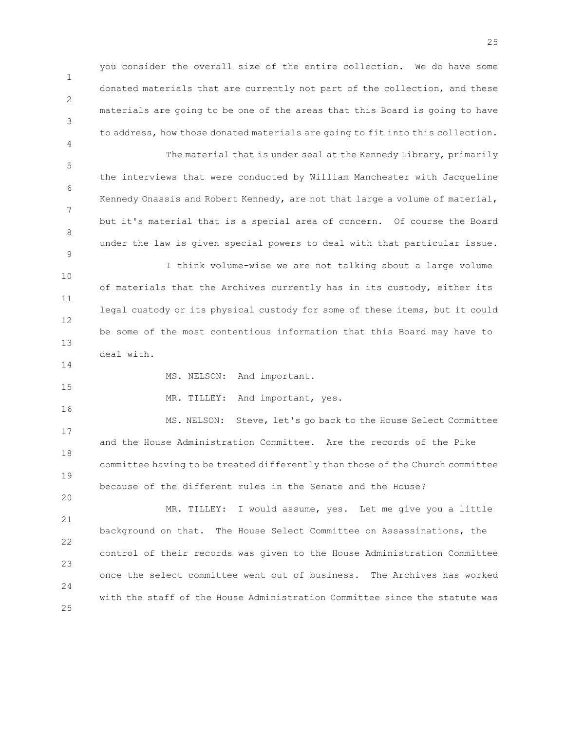you consider the overall size of the entire collection. We do have some donated materials that are currently not part of the collection, and these materials are going to be one of the areas that this Board is going to have to address, how those donated materials are going to fit into this collection.

The material that is under seal at the Kennedy Library, primarily the interviews that were conducted by William Manchester with Jacqueline Kennedy Onassis and Robert Kennedy, are not that large a volume of material, but it's material that is a special area of concern. Of course the Board under the law is given special powers to deal with that particular issue.

I think volume-wise we are not talking about a large volume of materials that the Archives currently has in its custody, either its legal custody or its physical custody for some of these items, but it could be some of the most contentious information that this Board may have to deal with.

MS. NELSON: And important.

MR. TILLEY: And important, yes.

MS. NELSON: Steve, let's go back to the House Select Committee and the House Administration Committee. Are the records of the Pike committee having to be treated differently than those of the Church committee because of the different rules in the Senate and the House?

MR. TILLEY: I would assume, yes. Let me give you a little background on that. The House Select Committee on Assassinations, the control of their records was given to the House Administration Committee once the select committee went out of business. The Archives has worked with the staff of the House Administration Committee since the statute was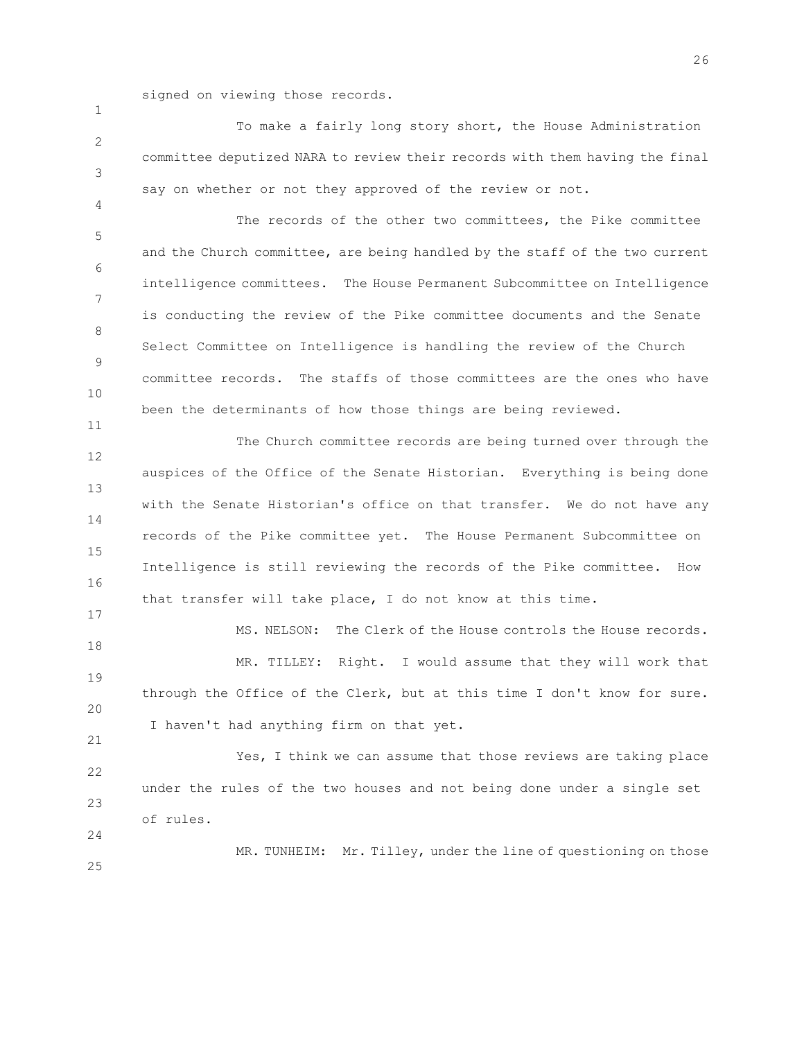signed on viewing those records.

To make a fairly long story short, the House Administration committee deputized NARA to review their records with them having the final say on whether or not they approved of the review or not.

The records of the other two committees, the Pike committee and the Church committee, are being handled by the staff of the two current intelligence committees. The House Permanent Subcommittee on Intelligence is conducting the review of the Pike committee documents and the Senate Select Committee on Intelligence is handling the review of the Church committee records. The staffs of those committees are the ones who have been the determinants of how those things are being reviewed.

The Church committee records are being turned over through the auspices of the Office of the Senate Historian. Everything is being done with the Senate Historian's office on that transfer. We do not have any records of the Pike committee yet. The House Permanent Subcommittee on Intelligence is still reviewing the records of the Pike committee. How that transfer will take place, I do not know at this time.

MS. NELSON: The Clerk of the House controls the House records.

MR. TILLEY: Right. I would assume that they will work that through the Office of the Clerk, but at this time I don't know for sure. I haven't had anything firm on that yet.

Yes, I think we can assume that those reviews are taking place under the rules of the two houses and not being done under a single set of rules.

MR. TUNHEIM: Mr. Tilley, under the line of questioning on those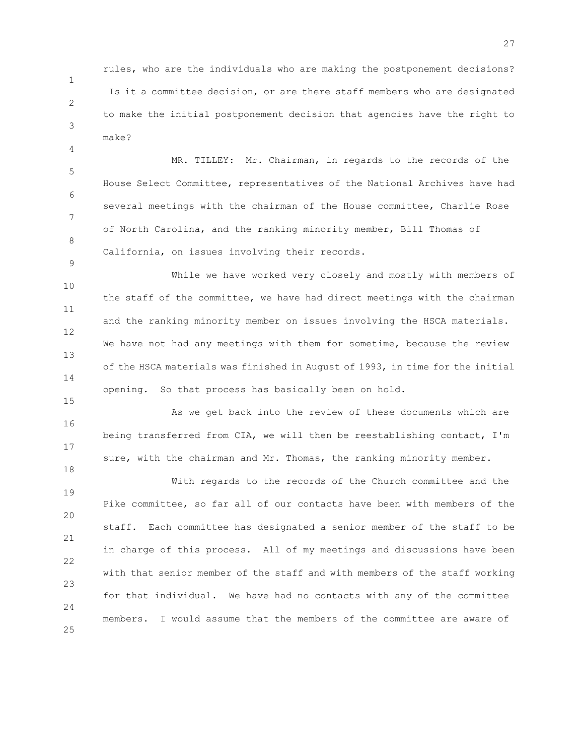rules, who are the individuals who are making the postponement decisions? Is it a committee decision, or are there staff members who are designated to make the initial postponement decision that agencies have the right to make?

MR. TILLEY: Mr. Chairman, in regards to the records of the House Select Committee, representatives of the National Archives have had several meetings with the chairman of the House committee, Charlie Rose of North Carolina, and the ranking minority member, Bill Thomas of California, on issues involving their records.

While we have worked very closely and mostly with members of the staff of the committee, we have had direct meetings with the chairman and the ranking minority member on issues involving the HSCA materials. We have not had any meetings with them for sometime, because the review of the HSCA materials was finished in August of 1993, in time for the initial opening. So that process has basically been on hold.

As we get back into the review of these documents which are being transferred from CIA, we will then be reestablishing contact, I'm sure, with the chairman and Mr. Thomas, the ranking minority member.

With regards to the records of the Church committee and the Pike committee, so far all of our contacts have been with members of the staff. Each committee has designated a senior member of the staff to be in charge of this process. All of my meetings and discussions have been with that senior member of the staff and with members of the staff working for that individual. We have had no contacts with any of the committee members. I would assume that the members of the committee are aware of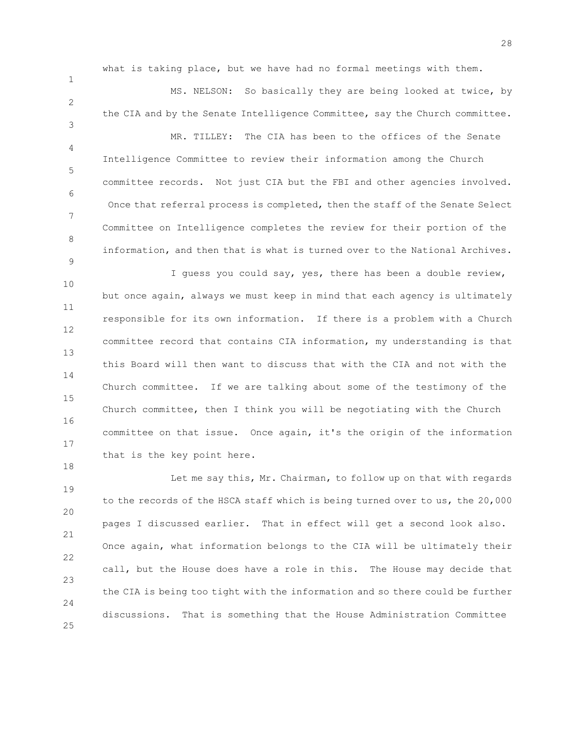what is taking place, but we have had no formal meetings with them.

MS. NELSON: So basically they are being looked at twice, by the CIA and by the Senate Intelligence Committee, say the Church committee.

MR. TILLEY: The CIA has been to the offices of the Senate Intelligence Committee to review their information among the Church committee records. Not just CIA but the FBI and other agencies involved. Once that referral process is completed, then the staff of the Senate Select Committee on Intelligence completes the review for their portion of the information, and then that is what is turned over to the National Archives.

I guess you could say, yes, there has been a double review, but once again, always we must keep in mind that each agency is ultimately responsible for its own information. If there is a problem with a Church committee record that contains CIA information, my understanding is that this Board will then want to discuss that with the CIA and not with the Church committee. If we are talking about some of the testimony of the Church committee, then I think you will be negotiating with the Church committee on that issue. Once again, it's the origin of the information that is the key point here.

Let me say this, Mr. Chairman, to follow up on that with regards to the records of the HSCA staff which is being turned over to us, the 20,000 pages I discussed earlier. That in effect will get a second look also. Once again, what information belongs to the CIA will be ultimately their call, but the House does have a role in this. The House may decide that the CIA is being too tight with the information and so there could be further discussions. That is something that the House Administration Committee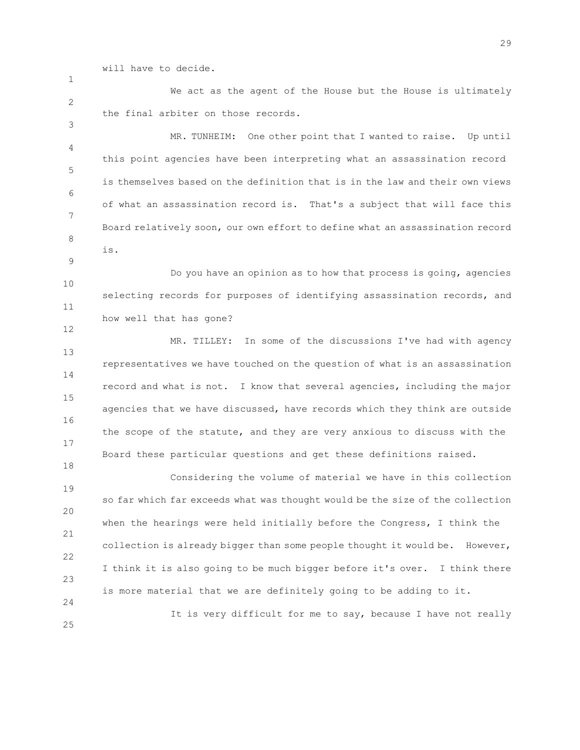will have to decide.

We act as the agent of the House but the House is ultimately the final arbiter on those records.

MR. TUNHEIM: One other point that I wanted to raise. Up until this point agencies have been interpreting what an assassination record is themselves based on the definition that is in the law and their own views of what an assassination record is. That's a subject that will face this Board relatively soon, our own effort to define what an assassination record is.

Do you have an opinion as to how that process is going, agencies selecting records for purposes of identifying assassination records, and how well that has gone?

MR. TILLEY: In some of the discussions I've had with agency representatives we have touched on the question of what is an assassination record and what is not. I know that several agencies, including the major agencies that we have discussed, have records which they think are outside the scope of the statute, and they are very anxious to discuss with the Board these particular questions and get these definitions raised.

Considering the volume of material we have in this collection so far which far exceeds what was thought would be the size of the collection when the hearings were held initially before the Congress, I think the collection is already bigger than some people thought it would be. However, I think it is also going to be much bigger before it's over. I think there is more material that we are definitely going to be adding to it.

It is very difficult for me to say, because I have not really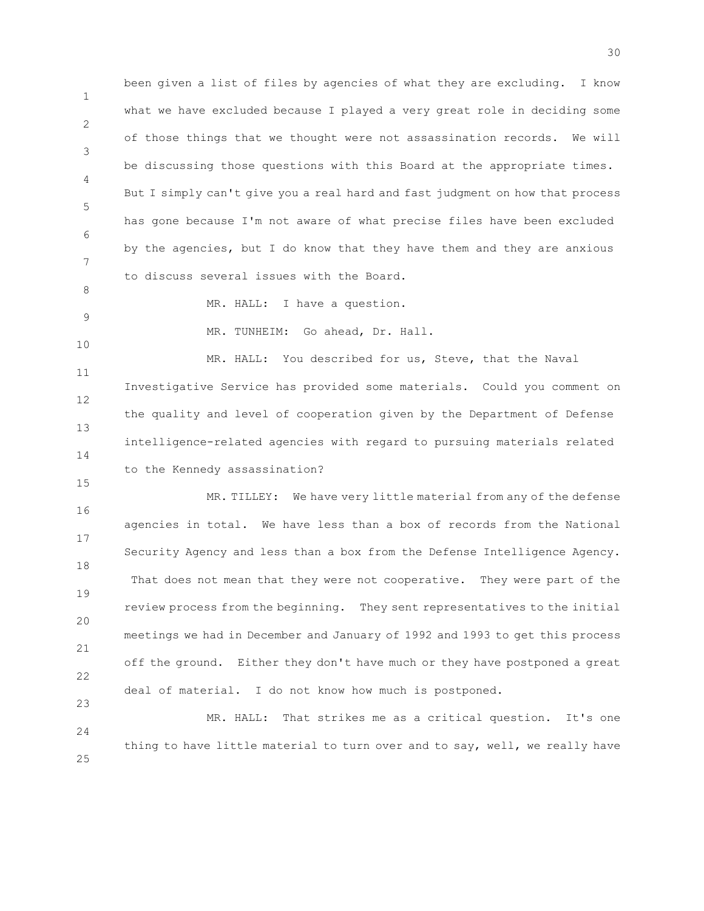been given a list of files by agencies of what they are excluding. I know what we have excluded because I played a very great role in deciding some of those things that we thought were not assassination records. We will be discussing those questions with this Board at the appropriate times. But I simply can't give you a real hard and fast judgment on how that process has gone because I'm not aware of what precise files have been excluded by the agencies, but I do know that they have them and they are anxious to discuss several issues with the Board.

MR. HALL: I have a question.

MR. TUNHEIM: Go ahead, Dr. Hall.

MR. HALL: You described for us, Steve, that the Naval Investigative Service has provided some materials. Could you comment on the quality and level of cooperation given by the Department of Defense intelligence-related agencies with regard to pursuing materials related to the Kennedy assassination?

MR. TILLEY: We have very little material from any of the defense agencies in total. We have less than a box of records from the National Security Agency and less than a box from the Defense Intelligence Agency. That does not mean that they were not cooperative. They were part of the review process from the beginning. They sent representatives to the initial meetings we had in December and January of 1992 and 1993 to get this process off the ground. Either they don't have much or they have postponed a great deal of material. I do not know how much is postponed.

MR. HALL: That strikes me as a critical question. It's one thing to have little material to turn over and to say, well, we really have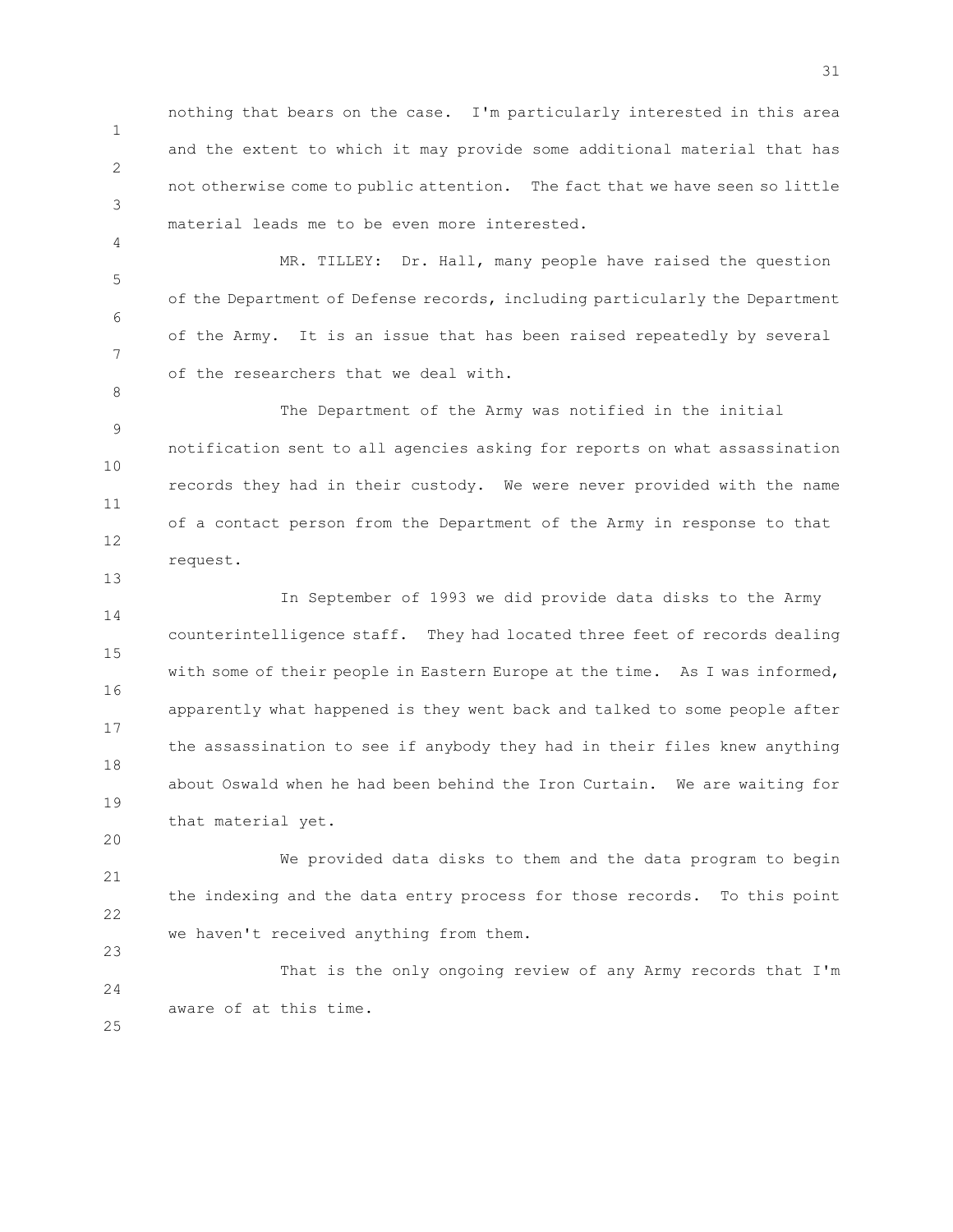nothing that bears on the case. I'm particularly interested in this area and the extent to which it may provide some additional material that has not otherwise come to public attention. The fact that we have seen so little material leads me to be even more interested.

MR. TILLEY: Dr. Hall, many people have raised the question of the Department of Defense records, including particularly the Department of the Army. It is an issue that has been raised repeatedly by several of the researchers that we deal with.

The Department of the Army was notified in the initial notification sent to all agencies asking for reports on what assassination records they had in their custody. We were never provided with the name of a contact person from the Department of the Army in response to that request.

In September of 1993 we did provide data disks to the Army counterintelligence staff. They had located three feet of records dealing with some of their people in Eastern Europe at the time. As I was informed, apparently what happened is they went back and talked to some people after the assassination to see if anybody they had in their files knew anything about Oswald when he had been behind the Iron Curtain. We are waiting for that material yet.

We provided data disks to them and the data program to begin the indexing and the data entry process for those records. To this point we haven't received anything from them.

That is the only ongoing review of any Army records that I'm aware of at this time.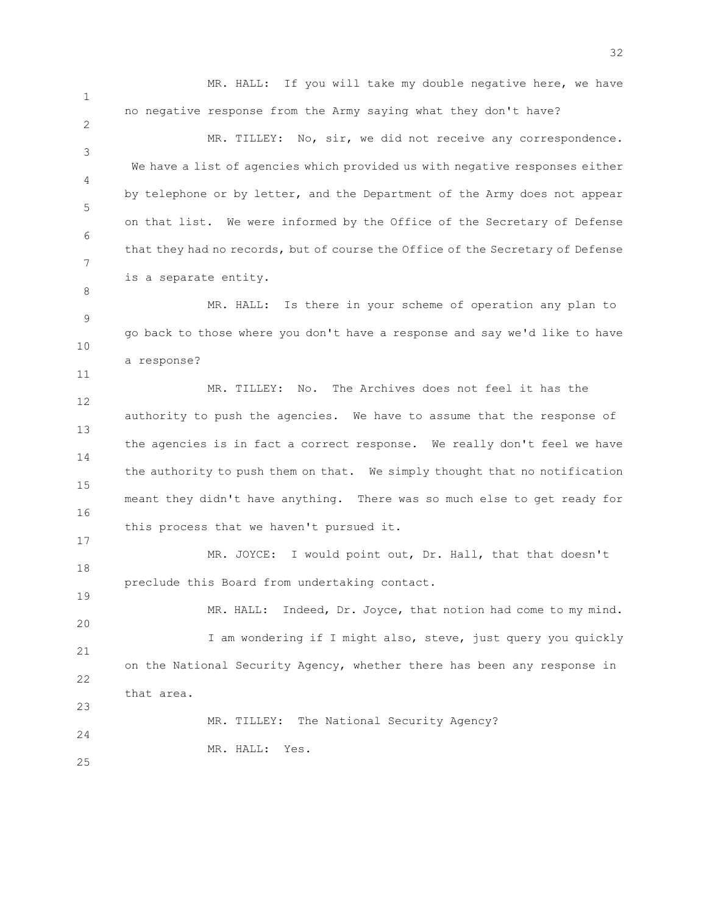MR. HALL: If you will take my double negative here, we have no negative response from the Army saying what they don't have?

MR. TILLEY: No, sir, we did not receive any correspondence. We have a list of agencies which provided us with negative responses either by telephone or by letter, and the Department of the Army does not appear on that list. We were informed by the Office of the Secretary of Defense that they had no records, but of course the Office of the Secretary of Defense is a separate entity.

MR. HALL: Is there in your scheme of operation any plan to go back to those where you don't have a response and say we'd like to have a response?

MR. TILLEY: No. The Archives does not feel it has the authority to push the agencies. We have to assume that the response of the agencies is in fact a correct response. We really don't feel we have the authority to push them on that. We simply thought that no notification meant they didn't have anything. There was so much else to get ready for this process that we haven't pursued it.

MR. JOYCE: I would point out, Dr. Hall, that that doesn't preclude this Board from undertaking contact.

MR. HALL: Indeed, Dr. Joyce, that notion had come to my mind. I am wondering if I might also, steve, just query you quickly on the National Security Agency, whether there has been any response in that area.

MR. TILLEY: The National Security Agency?

MR. HALL: Yes.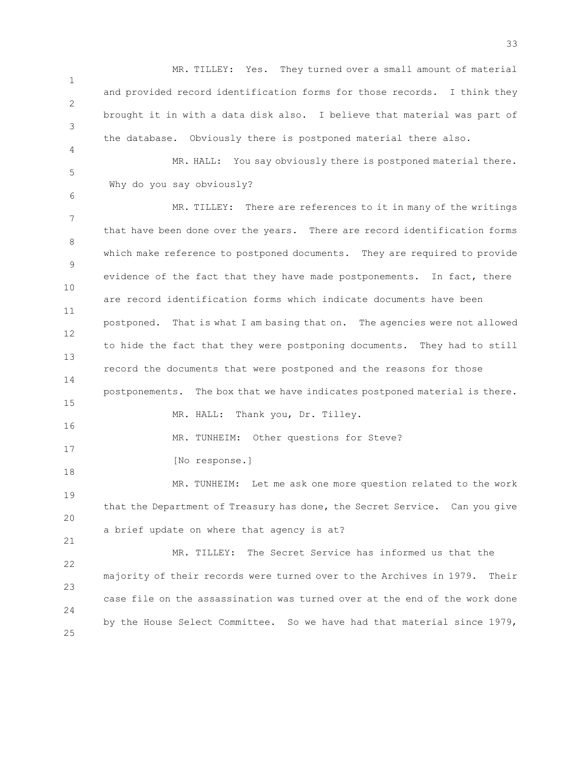MR. TILLEY: Yes. They turned over a small amount of material and provided record identification forms for those records. I think they brought it in with a data disk also. I believe that material was part of the database. Obviously there is postponed material there also.

MR. HALL: You say obviously there is postponed material there. Why do you say obviously?

MR. TILLEY: There are references to it in many of the writings that have been done over the years. There are record identification forms which make reference to postponed documents. They are required to provide evidence of the fact that they have made postponements. In fact, there are record identification forms which indicate documents have been postponed. That is what I am basing that on. The agencies were not allowed to hide the fact that they were postponing documents. They had to still record the documents that were postponed and the reasons for those postponements. The box that we have indicates postponed material is there.

MR. HALL: Thank you, Dr. Tilley.

MR. TUNHEIM: Other questions for Steve?

[No response.]

MR. TUNHEIM: Let me ask one more question related to the work that the Department of Treasury has done, the Secret Service. Can you give a brief update on where that agency is at?

MR. TILLEY: The Secret Service has informed us that the majority of their records were turned over to the Archives in 1979. Their case file on the assassination was turned over at the end of the work done by the House Select Committee. So we have had that material since 1979,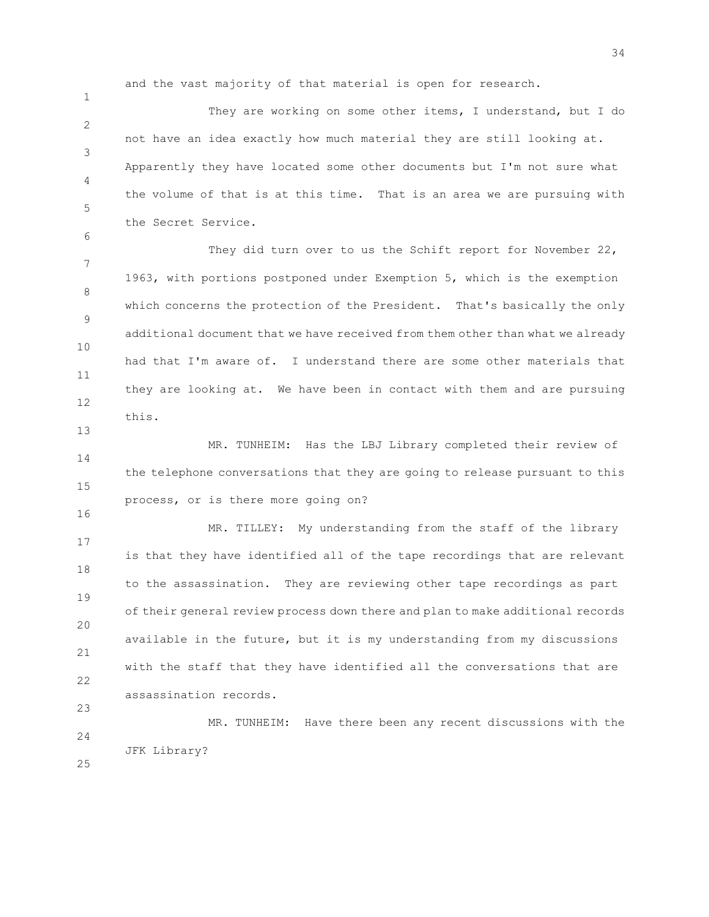and the vast majority of that material is open for research.

They are working on some other items, I understand, but I do not have an idea exactly how much material they are still looking at. Apparently they have located some other documents but I'm not sure what the volume of that is at this time. That is an area we are pursuing with the Secret Service.

They did turn over to us the Schift report for November 22, 1963, with portions postponed under Exemption 5, which is the exemption which concerns the protection of the President. That's basically the only additional document that we have received from them other than what we already had that I'm aware of. I understand there are some other materials that they are looking at. We have been in contact with them and are pursuing this.

MR. TUNHEIM: Has the LBJ Library completed their review of the telephone conversations that they are going to release pursuant to this process, or is there more going on?

MR. TILLEY: My understanding from the staff of the library is that they have identified all of the tape recordings that are relevant to the assassination. They are reviewing other tape recordings as part of their general review process down there and plan to make additional records available in the future, but it is my understanding from my discussions with the staff that they have identified all the conversations that are assassination records.

MR. TUNHEIM: Have there been any recent discussions with the JFK Library?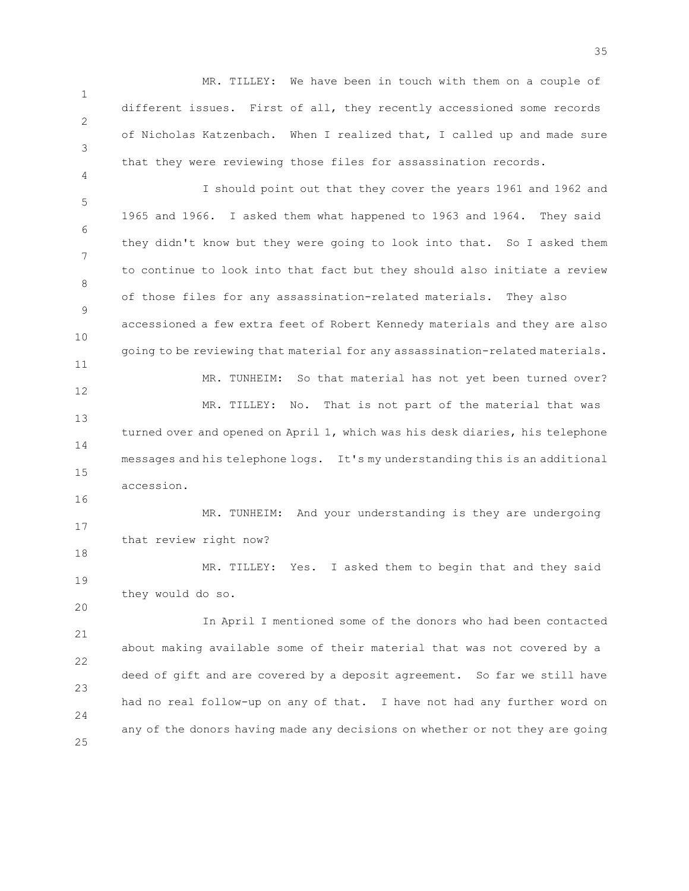MR. TILLEY: We have been in touch with them on a couple of different issues. First of all, they recently accessioned some records of Nicholas Katzenbach. When I realized that, I called up and made sure that they were reviewing those files for assassination records.

I should point out that they cover the years 1961 and 1962 and 1965 and 1966. I asked them what happened to 1963 and 1964. They said they didn't know but they were going to look into that. So I asked them to continue to look into that fact but they should also initiate a review of those files for any assassination-related materials. They also accessioned a few extra feet of Robert Kennedy materials and they are also going to be reviewing that material for any assassination-related materials.

MR. TUNHEIM: So that material has not yet been turned over?

MR. TILLEY: No. That is not part of the material that was turned over and opened on April 1, which was his desk diaries, his telephone messages and his telephone logs. It's my understanding this is an additional accession.

MR. TUNHEIM: And your understanding is they are undergoing that review right now?

MR. TILLEY: Yes. I asked them to begin that and they said they would do so.

In April I mentioned some of the donors who had been contacted about making available some of their material that was not covered by a deed of gift and are covered by a deposit agreement. So far we still have had no real follow-up on any of that. I have not had any further word on any of the donors having made any decisions on whether or not they are going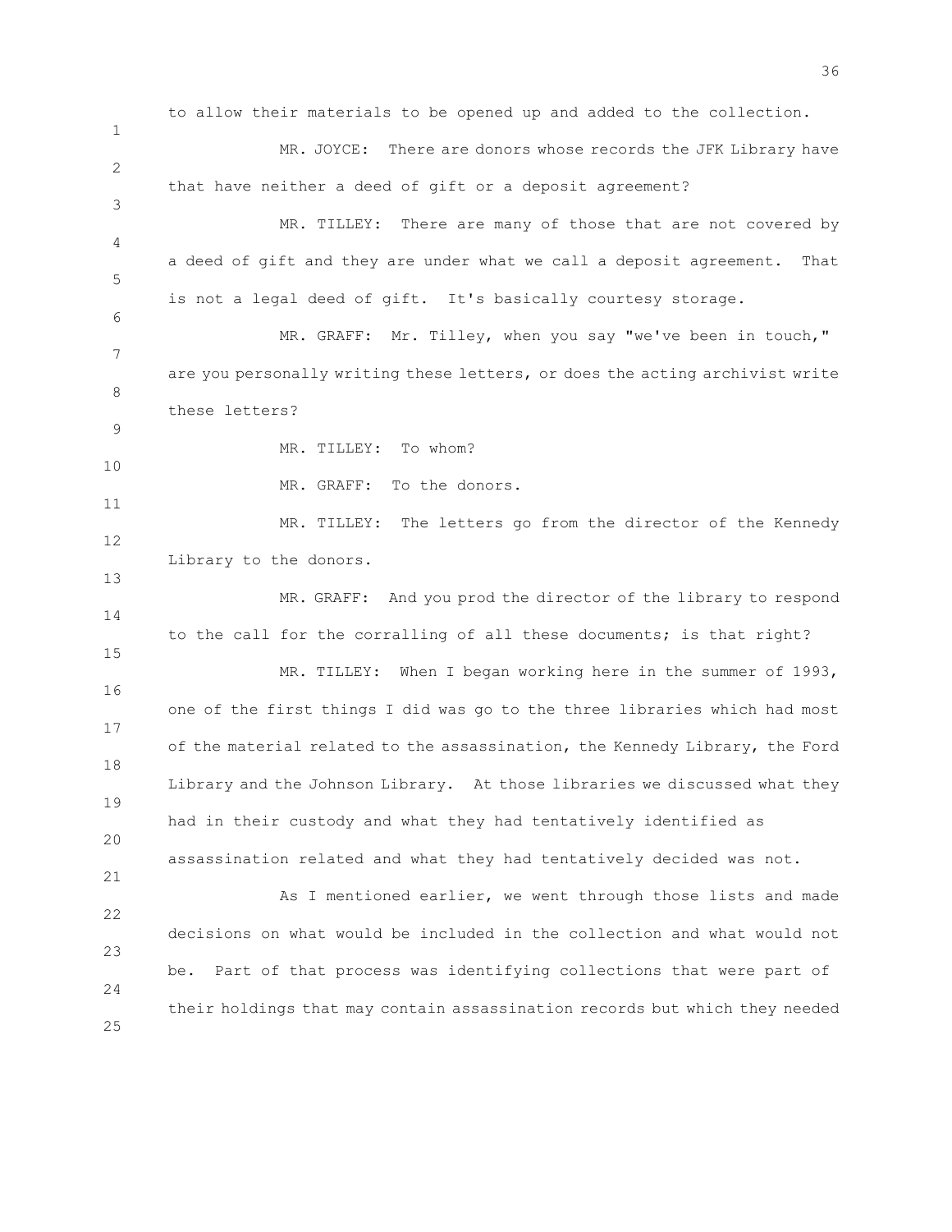to allow their materials to be opened up and added to the collection.

MR. JOYCE: There are donors whose records the JFK Library have that have neither a deed of gift or a deposit agreement?

MR. TILLEY: There are many of those that are not covered by a deed of gift and they are under what we call a deposit agreement. That is not a legal deed of gift. It's basically courtesy storage.

MR. GRAFF: Mr. Tilley, when you say "we've been in touch," are you personally writing these letters, or does the acting archivist write these letters?

MR. TILLEY: To whom?

MR. GRAFF: To the donors.

MR. TILLEY: The letters go from the director of the Kennedy Library to the donors.

MR. GRAFF: And you prod the director of the library to respond to the call for the corralling of all these documents; is that right?

MR. TILLEY: When I began working here in the summer of 1993, one of the first things I did was go to the three libraries which had most of the material related to the assassination, the Kennedy Library, the Ford Library and the Johnson Library. At those libraries we discussed what they had in their custody and what they had tentatively identified as assassination related and what they had tentatively decided was not.

As I mentioned earlier, we went through those lists and made decisions on what would be included in the collection and what would not be. Part of that process was identifying collections that were part of their holdings that may contain assassination records but which they needed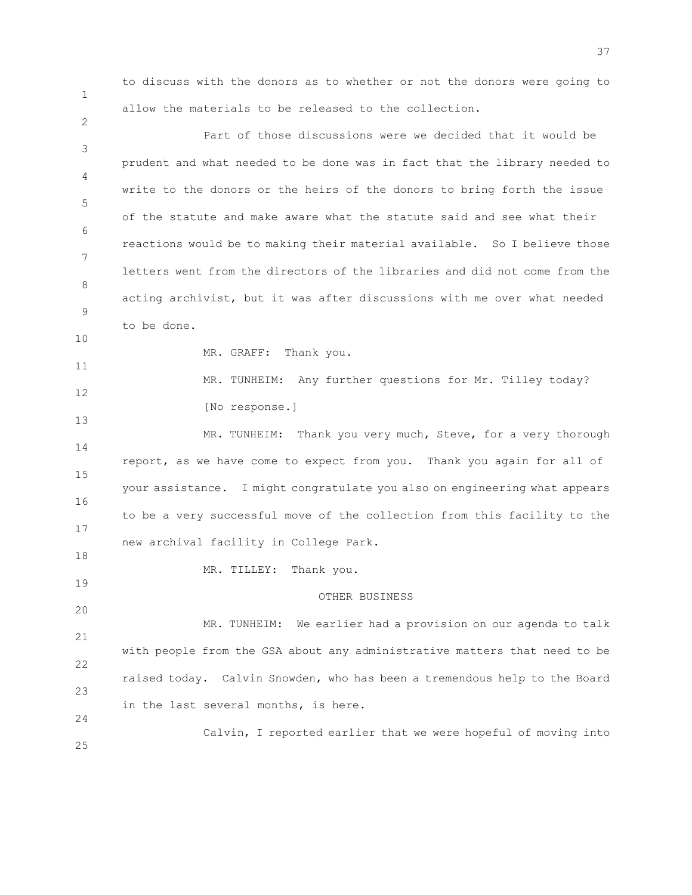to discuss with the donors as to whether or not the donors were going to allow the materials to be released to the collection.

Part of those discussions were we decided that it would be prudent and what needed to be done was in fact that the library needed to write to the donors or the heirs of the donors to bring forth the issue of the statute and make aware what the statute said and see what their reactions would be to making their material available. So I believe those letters went from the directors of the libraries and did not come from the acting archivist, but it was after discussions with me over what needed to be done.

MR. GRAFF: Thank you.

MR. TUNHEIM: Any further questions for Mr. Tilley today?

[No response.]

MR. TUNHEIM: Thank you very much, Steve, for a very thorough report, as we have come to expect from you. Thank you again for all of your assistance. I might congratulate you also on engineering what appears to be a very successful move of the collection from this facility to the new archival facility in College Park.

MR. TILLEY: Thank you.

## OTHER BUSINESS

MR. TUNHEIM: We earlier had a provision on our agenda to talk with people from the GSA about any administrative matters that need to be raised today. Calvin Snowden, who has been a tremendous help to the Board in the last several months, is here.

Calvin, I reported earlier that we were hopeful of moving into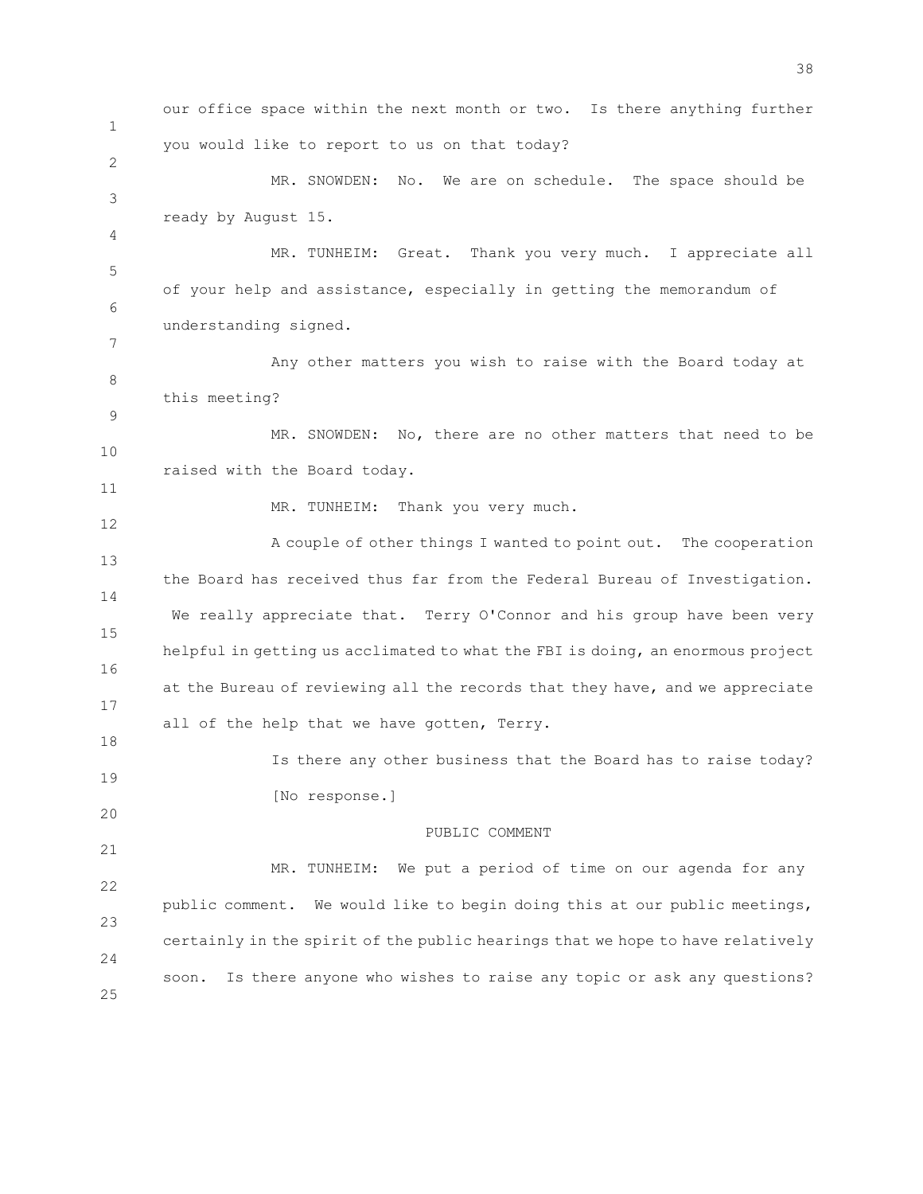our office space within the next month or two. Is there anything further you would like to report to us on that today?

MR. SNOWDEN: No. We are on schedule. The space should be ready by August 15.

MR. TUNHEIM: Great. Thank you very much. I appreciate all of your help and assistance, especially in getting the memorandum of understanding signed.

Any other matters you wish to raise with the Board today at this meeting?

MR. SNOWDEN: No, there are no other matters that need to be raised with the Board today.

MR. TUNHEIM: Thank you very much.

A couple of other things I wanted to point out. The cooperation the Board has received thus far from the Federal Bureau of Investigation. We really appreciate that. Terry O'Connor and his group have been very helpful in getting us acclimated to what the FBI is doing, an enormous project at the Bureau of reviewing all the records that they have, and we appreciate all of the help that we have gotten, Terry.

Is there any other business that the Board has to raise today?

[No response.]

PUBLIC COMMENT

MR. TUNHEIM: We put a period of time on our agenda for any public comment. We would like to begin doing this at our public meetings, certainly in the spirit of the public hearings that we hope to have relatively soon. Is there anyone who wishes to raise any topic or ask any questions?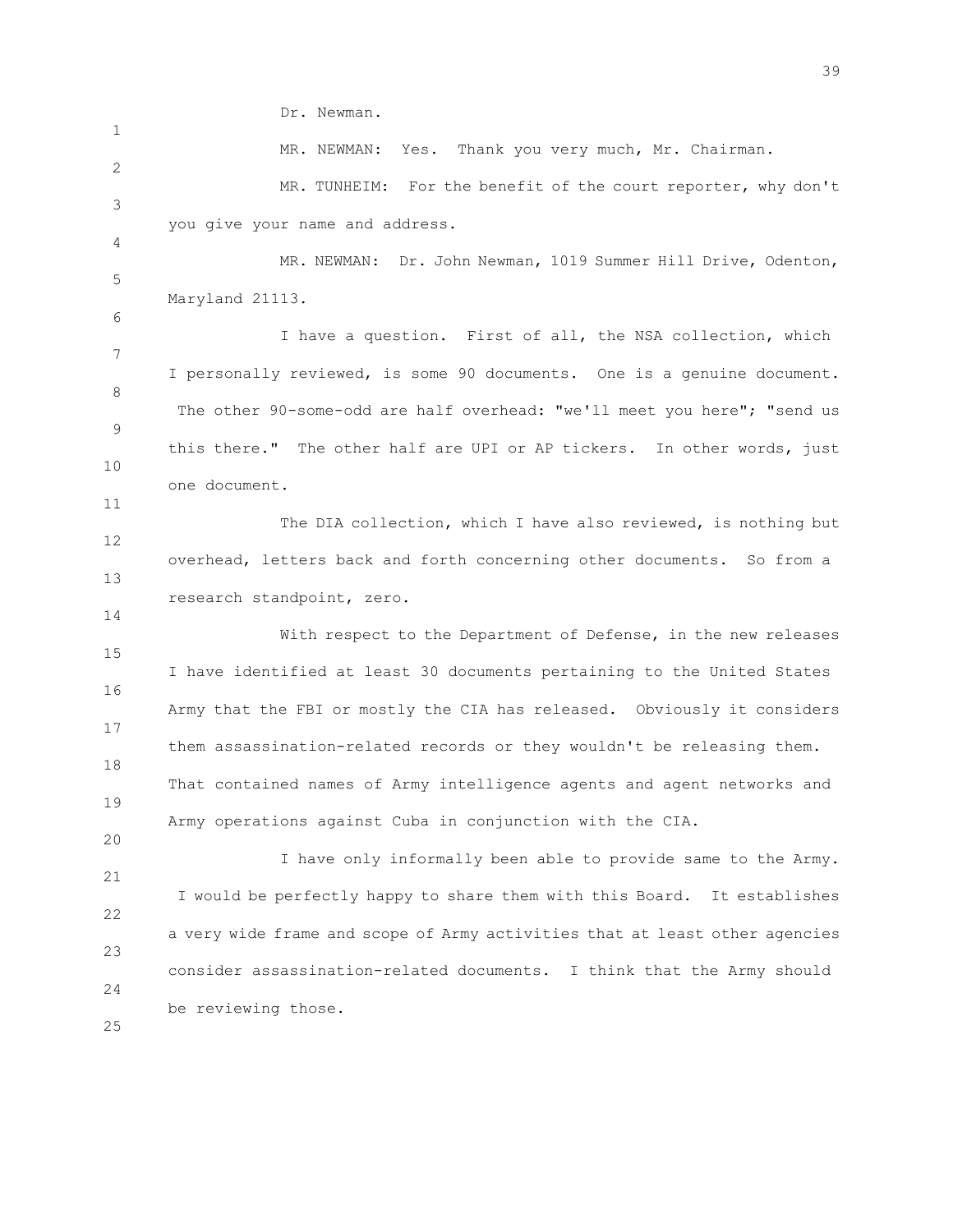Dr. Newman.

MR. NEWMAN: Yes. Thank you very much, Mr. Chairman.

MR. TUNHEIM: For the benefit of the court reporter, why don't you give your name and address.

MR. NEWMAN: Dr. John Newman, 1019 Summer Hill Drive, Odenton, Maryland 21113.

I have a question. First of all, the NSA collection, which I personally reviewed, is some 90 documents. One is a genuine document. The other 90-some-odd are half overhead: "we'll meet you here"; "send us this there." The other half are UPI or AP tickers. In other words, just one document.

The DIA collection, which I have also reviewed, is nothing but overhead, letters back and forth concerning other documents. So from a research standpoint, zero.

With respect to the Department of Defense, in the new releases I have identified at least 30 documents pertaining to the United States Army that the FBI or mostly the CIA has released. Obviously it considers them assassination-related records or they wouldn't be releasing them. That contained names of Army intelligence agents and agent networks and Army operations against Cuba in conjunction with the CIA.

I have only informally been able to provide same to the Army. I would be perfectly happy to share them with this Board. It establishes a very wide frame and scope of Army activities that at least other agencies consider assassination-related documents. I think that the Army should be reviewing those.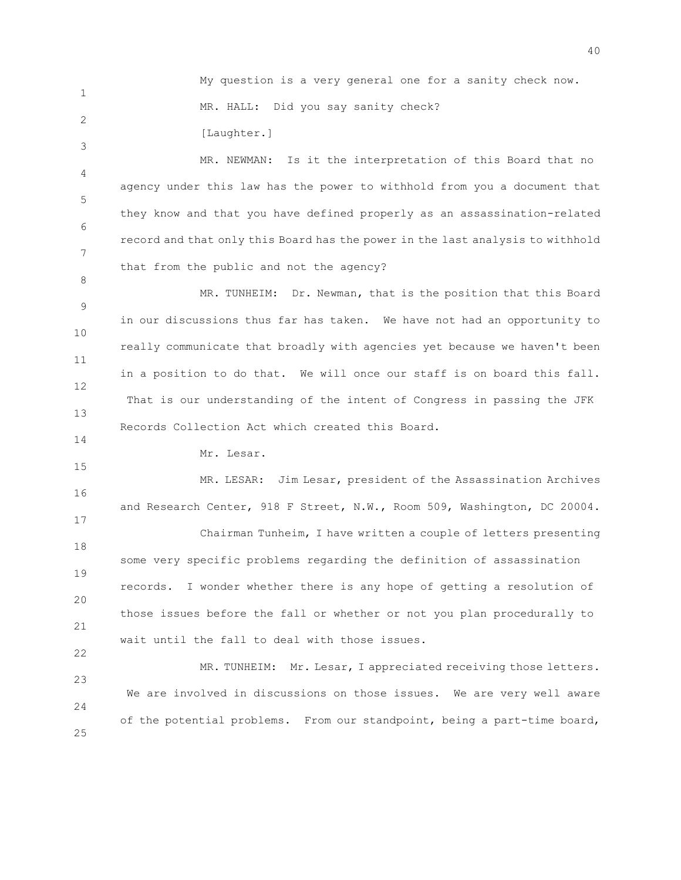My question is a very general one for a sanity check now.

MR. HALL: Did you say sanity check?

[Laughter.]

MR. NEWMAN: Is it the interpretation of this Board that no agency under this law has the power to withhold from you a document that they know and that you have defined properly as an assassination-related record and that only this Board has the power in the last analysis to withhold that from the public and not the agency?

MR. TUNHEIM: Dr. Newman, that is the position that this Board in our discussions thus far has taken. We have not had an opportunity to really communicate that broadly with agencies yet because we haven't been in a position to do that. We will once our staff is on board this fall. That is our understanding of the intent of Congress in passing the JFK Records Collection Act which created this Board.

Mr. Lesar.

MR. LESAR: Jim Lesar, president of the Assassination Archives and Research Center, 918 F Street, N.W., Room 509, Washington, DC 20004.

Chairman Tunheim, I have written a couple of letters presenting some very specific problems regarding the definition of assassination records. I wonder whether there is any hope of getting a resolution of those issues before the fall or whether or not you plan procedurally to wait until the fall to deal with those issues.

MR. TUNHEIM: Mr. Lesar, I appreciated receiving those letters. We are involved in discussions on those issues. We are very well aware of the potential problems. From our standpoint, being a part-time board,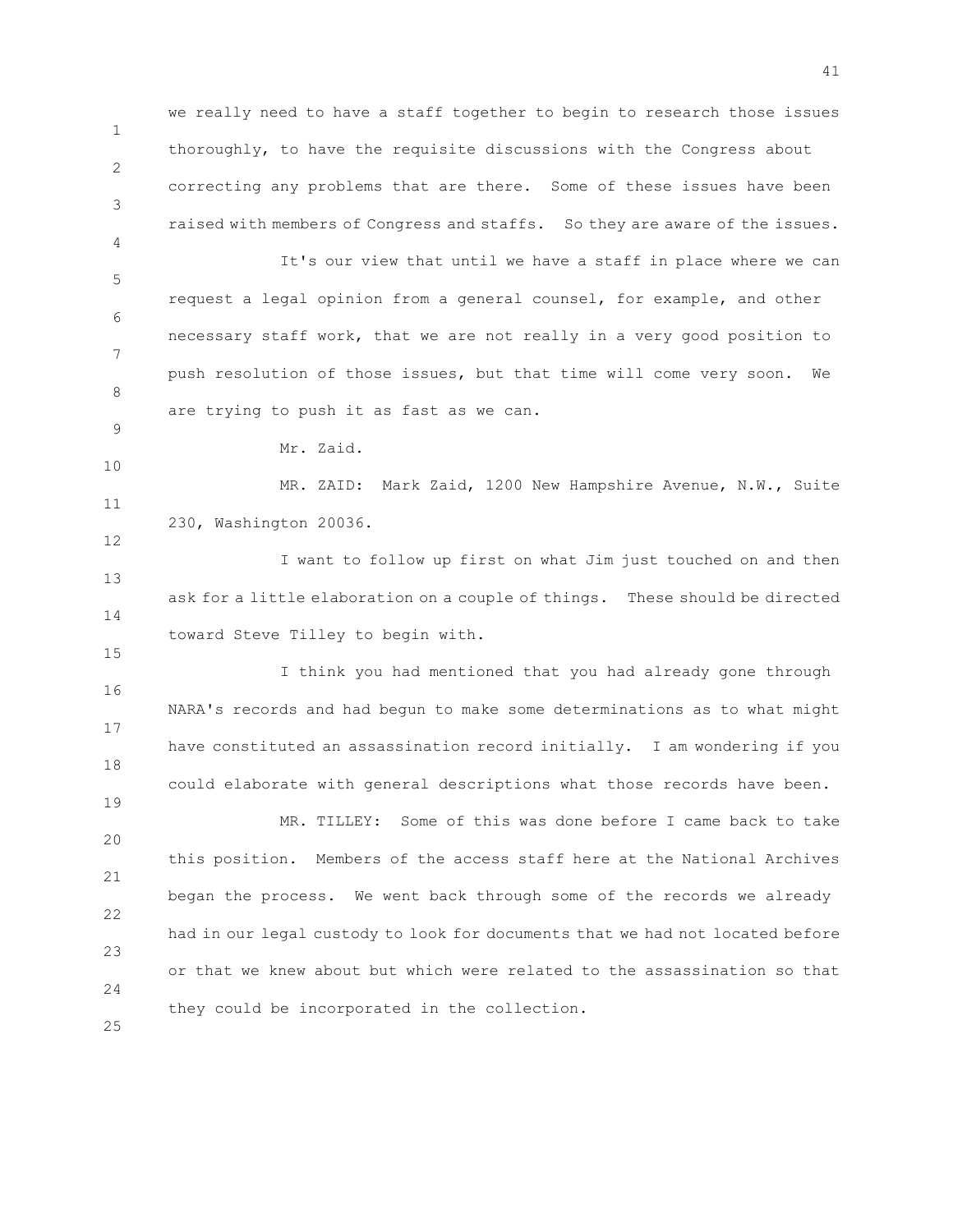we really need to have a staff together to begin to research those issues thoroughly, to have the requisite discussions with the Congress about correcting any problems that are there. Some of these issues have been raised with members of Congress and staffs. So they are aware of the issues.

It's our view that until we have a staff in place where we can request a legal opinion from a general counsel, for example, and other necessary staff work, that we are not really in a very good position to push resolution of those issues, but that time will come very soon. We are trying to push it as fast as we can.

Mr. Zaid.

MR. ZAID: Mark Zaid, 1200 New Hampshire Avenue, N.W., Suite 230, Washington 20036.

I want to follow up first on what Jim just touched on and then ask for a little elaboration on a couple of things. These should be directed toward Steve Tilley to begin with.

I think you had mentioned that you had already gone through NARA's records and had begun to make some determinations as to what might have constituted an assassination record initially. I am wondering if you could elaborate with general descriptions what those records have been.

MR. TILLEY: Some of this was done before I came back to take this position. Members of the access staff here at the National Archives began the process. We went back through some of the records we already had in our legal custody to look for documents that we had not located before or that we knew about but which were related to the assassination so that they could be incorporated in the collection.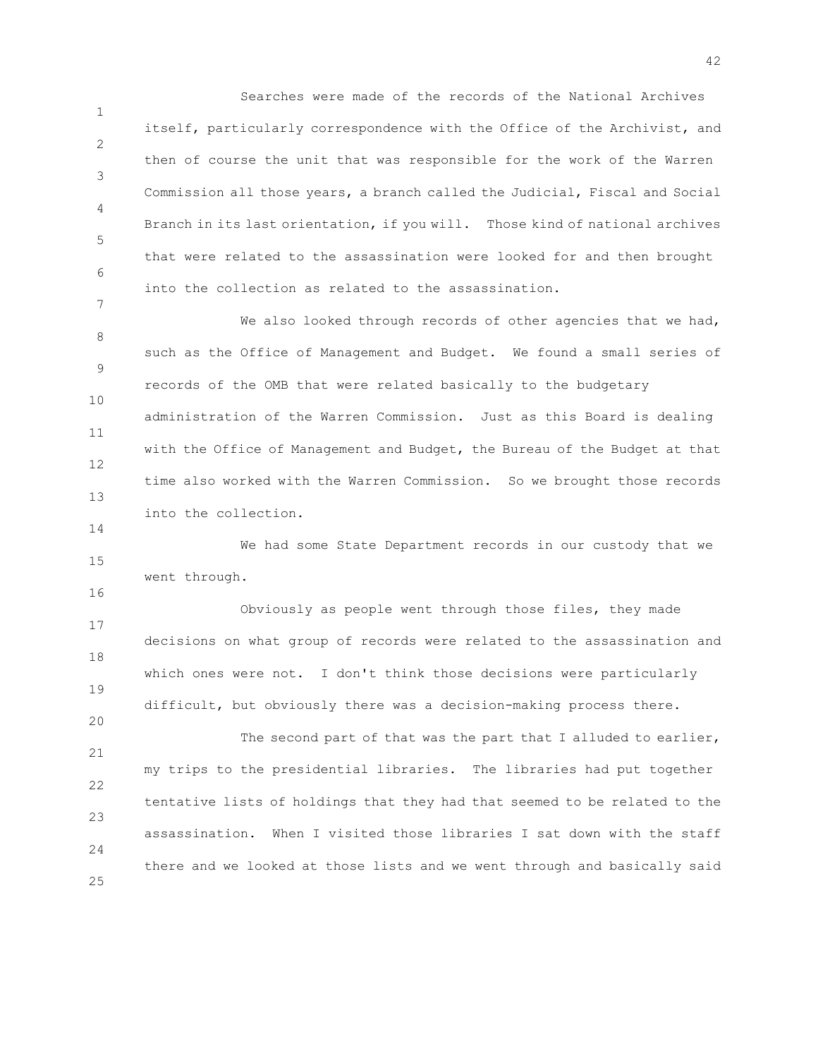Searches were made of the records of the National Archives itself, particularly correspondence with the Office of the Archivist, and then of course the unit that was responsible for the work of the Warren Commission all those years, a branch called the Judicial, Fiscal and Social Branch in its last orientation, if you will. Those kind of national archives that were related to the assassination were looked for and then brought into the collection as related to the assassination.

We also looked through records of other agencies that we had, such as the Office of Management and Budget. We found a small series of records of the OMB that were related basically to the budgetary administration of the Warren Commission. Just as this Board is dealing with the Office of Management and Budget, the Bureau of the Budget at that time also worked with the Warren Commission. So we brought those records into the collection.

We had some State Department records in our custody that we went through.

Obviously as people went through those files, they made decisions on what group of records were related to the assassination and which ones were not. I don't think those decisions were particularly difficult, but obviously there was a decision-making process there.

The second part of that was the part that I alluded to earlier, my trips to the presidential libraries. The libraries had put together tentative lists of holdings that they had that seemed to be related to the assassination. When I visited those libraries I sat down with the staff there and we looked at those lists and we went through and basically said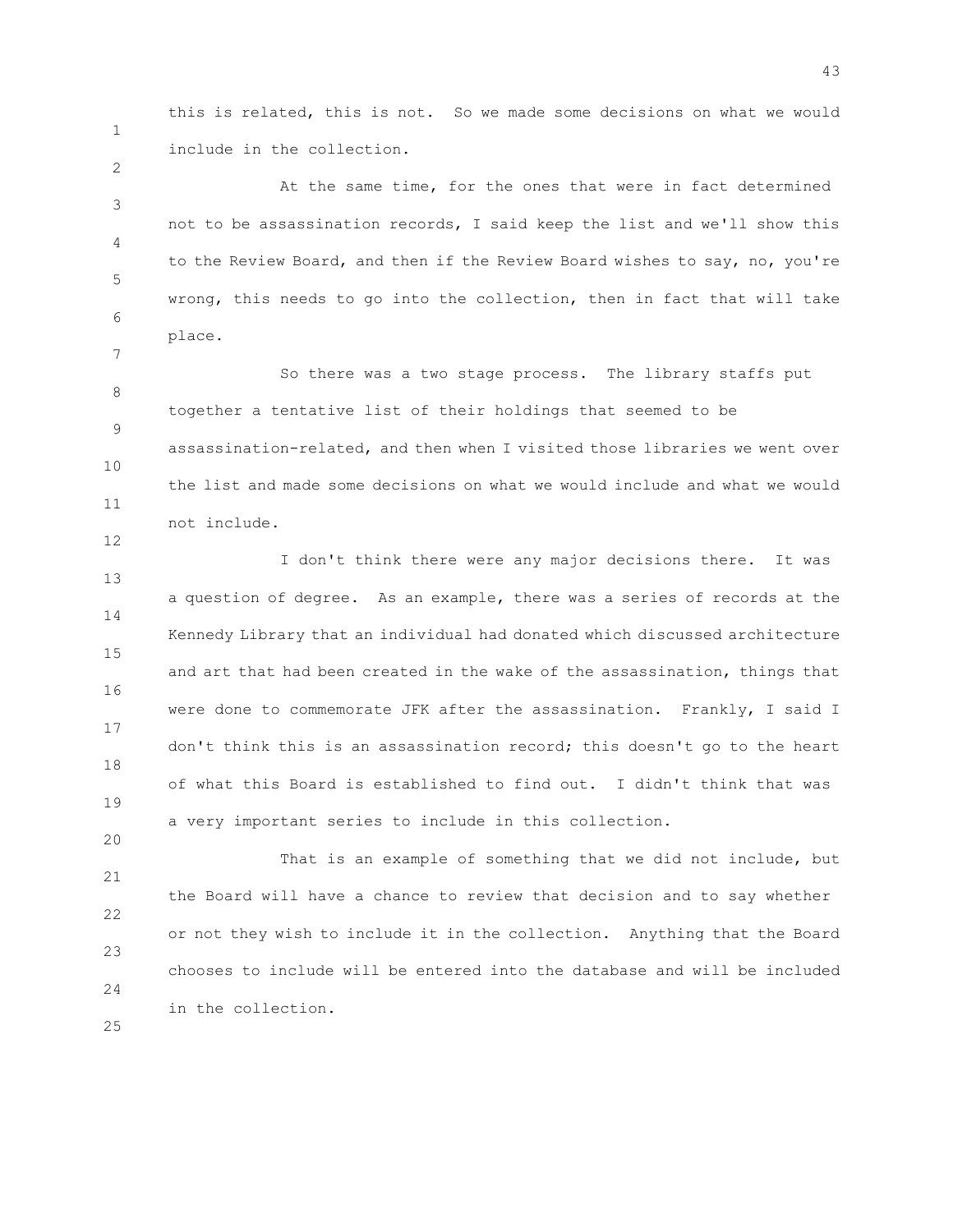this is related, this is not. So we made some decisions on what we would include in the collection.

At the same time, for the ones that were in fact determined not to be assassination records, I said keep the list and we'll show this to the Review Board, and then if the Review Board wishes to say, no, you're wrong, this needs to go into the collection, then in fact that will take place.

So there was a two stage process. The library staffs put together a tentative list of their holdings that seemed to be assassination-related, and then when I visited those libraries we went over the list and made some decisions on what we would include and what we would not include.

I don't think there were any major decisions there. It was a question of degree. As an example, there was a series of records at the Kennedy Library that an individual had donated which discussed architecture and art that had been created in the wake of the assassination, things that were done to commemorate JFK after the assassination. Frankly, I said I don't think this is an assassination record; this doesn't go to the heart of what this Board is established to find out. I didn't think that was a very important series to include in this collection.

That is an example of something that we did not include, but the Board will have a chance to review that decision and to say whether or not they wish to include it in the collection. Anything that the Board chooses to include will be entered into the database and will be included in the collection.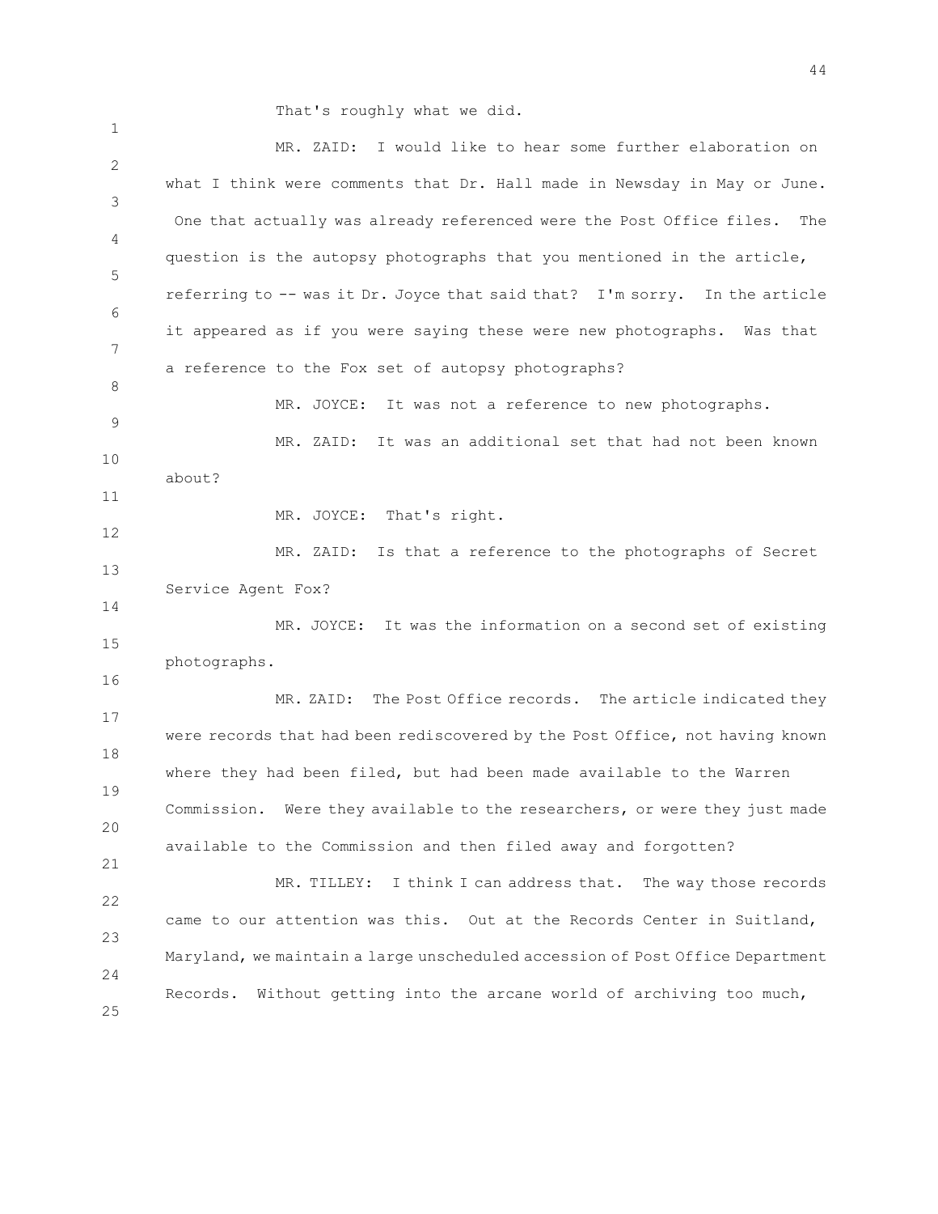That's roughly what we did.

MR. ZAID: I would like to hear some further elaboration on what I think were comments that Dr. Hall made in Newsday in May or June. One that actually was already referenced were the Post Office files. The question is the autopsy photographs that you mentioned in the article, referring to -- was it Dr. Joyce that said that? I'm sorry. In the article it appeared as if you were saying these were new photographs. Was that a reference to the Fox set of autopsy photographs?

MR. JOYCE: It was not a reference to new photographs.

MR. ZAID: It was an additional set that had not been known about?

MR. JOYCE: That's right.

MR. ZAID: Is that a reference to the photographs of Secret Service Agent Fox?

MR. JOYCE: It was the information on a second set of existing photographs.

MR. ZAID: The Post Office records. The article indicated they were records that had been rediscovered by the Post Office, not having known where they had been filed, but had been made available to the Warren Commission. Were they available to the researchers, or were they just made available to the Commission and then filed away and forgotten?

MR. TILLEY: I think I can address that. The way those records came to our attention was this. Out at the Records Center in Suitland, Maryland, we maintain a large unscheduled accession of Post Office Department Records. Without getting into the arcane world of archiving too much,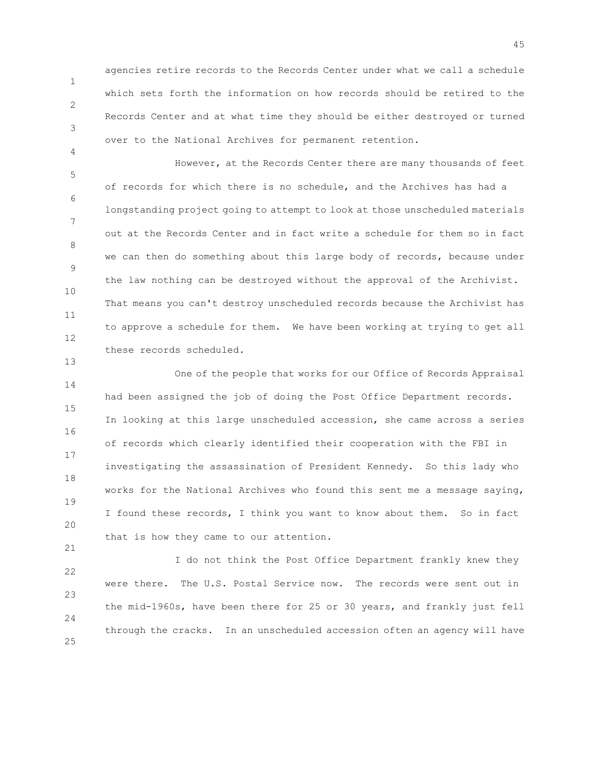agencies retire records to the Records Center under what we call a schedule which sets forth the information on how records should be retired to the Records Center and at what time they should be either destroyed or turned over to the National Archives for permanent retention.

However, at the Records Center there are many thousands of feet of records for which there is no schedule, and the Archives has had a longstanding project going to attempt to look at those unscheduled materials out at the Records Center and in fact write a schedule for them so in fact we can then do something about this large body of records, because under the law nothing can be destroyed without the approval of the Archivist. That means you can't destroy unscheduled records because the Archivist has to approve a schedule for them. We have been working at trying to get all these records scheduled.

One of the people that works for our Office of Records Appraisal had been assigned the job of doing the Post Office Department records. In looking at this large unscheduled accession, she came across a series of records which clearly identified their cooperation with the FBI in investigating the assassination of President Kennedy. So this lady who works for the National Archives who found this sent me a message saying, I found these records, I think you want to know about them. So in fact that is how they came to our attention.

I do not think the Post Office Department frankly knew they were there. The U.S. Postal Service now. The records were sent out in the mid-1960s, have been there for 25 or 30 years, and frankly just fell through the cracks. In an unscheduled accession often an agency will have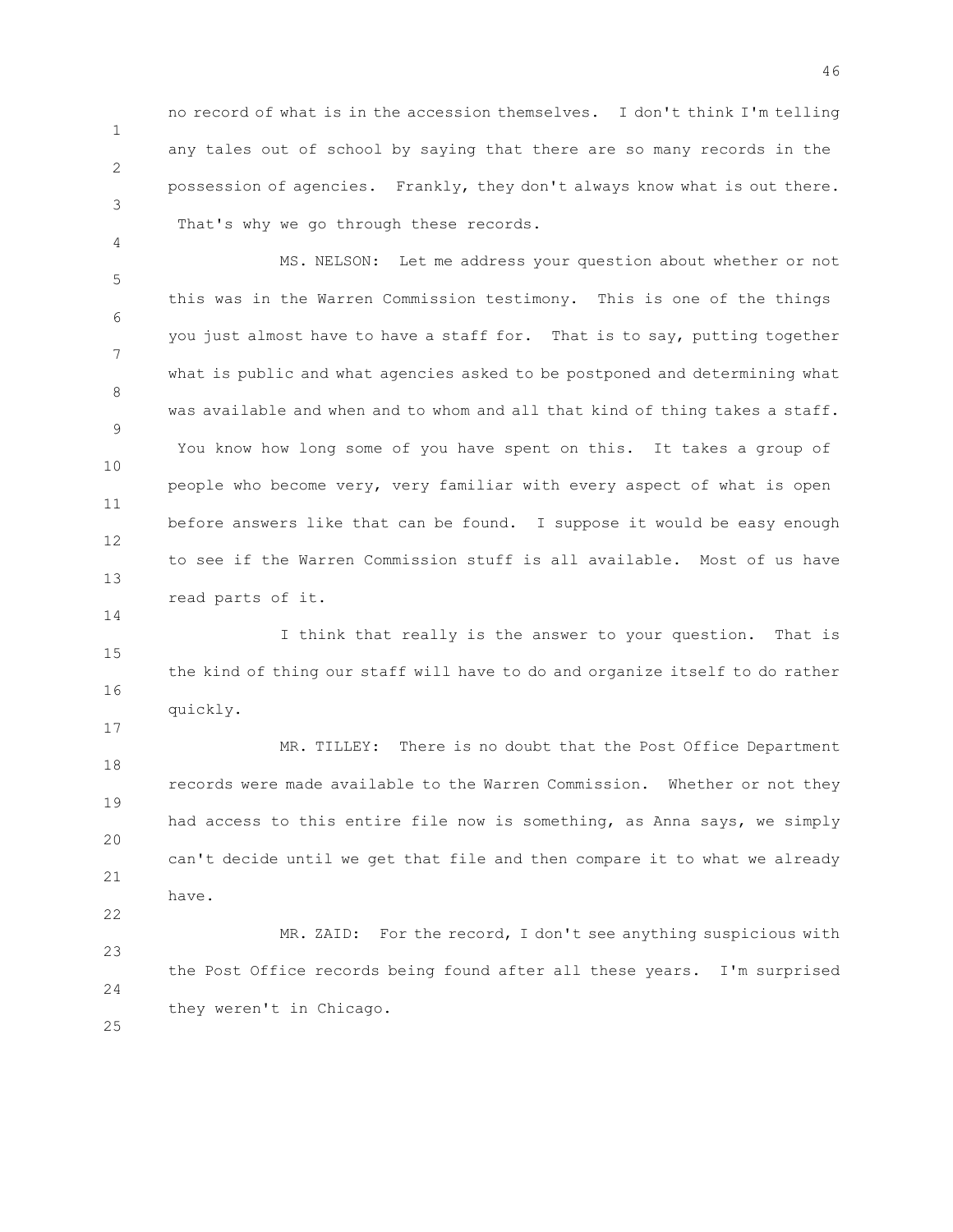no record of what is in the accession themselves. I don't think I'm telling any tales out of school by saying that there are so many records in the possession of agencies. Frankly, they don't always know what is out there. That's why we go through these records.

MS. NELSON: Let me address your question about whether or not this was in the Warren Commission testimony. This is one of the things you just almost have to have a staff for. That is to say, putting together what is public and what agencies asked to be postponed and determining what was available and when and to whom and all that kind of thing takes a staff. You know how long some of you have spent on this. It takes a group of people who become very, very familiar with every aspect of what is open before answers like that can be found. I suppose it would be easy enough to see if the Warren Commission stuff is all available. Most of us have read parts of it.

I think that really is the answer to your question. That is the kind of thing our staff will have to do and organize itself to do rather quickly.

MR. TILLEY: There is no doubt that the Post Office Department records were made available to the Warren Commission. Whether or not they had access to this entire file now is something, as Anna says, we simply can't decide until we get that file and then compare it to what we already have.

MR. ZAID: For the record, I don't see anything suspicious with the Post Office records being found after all these years. I'm surprised they weren't in Chicago.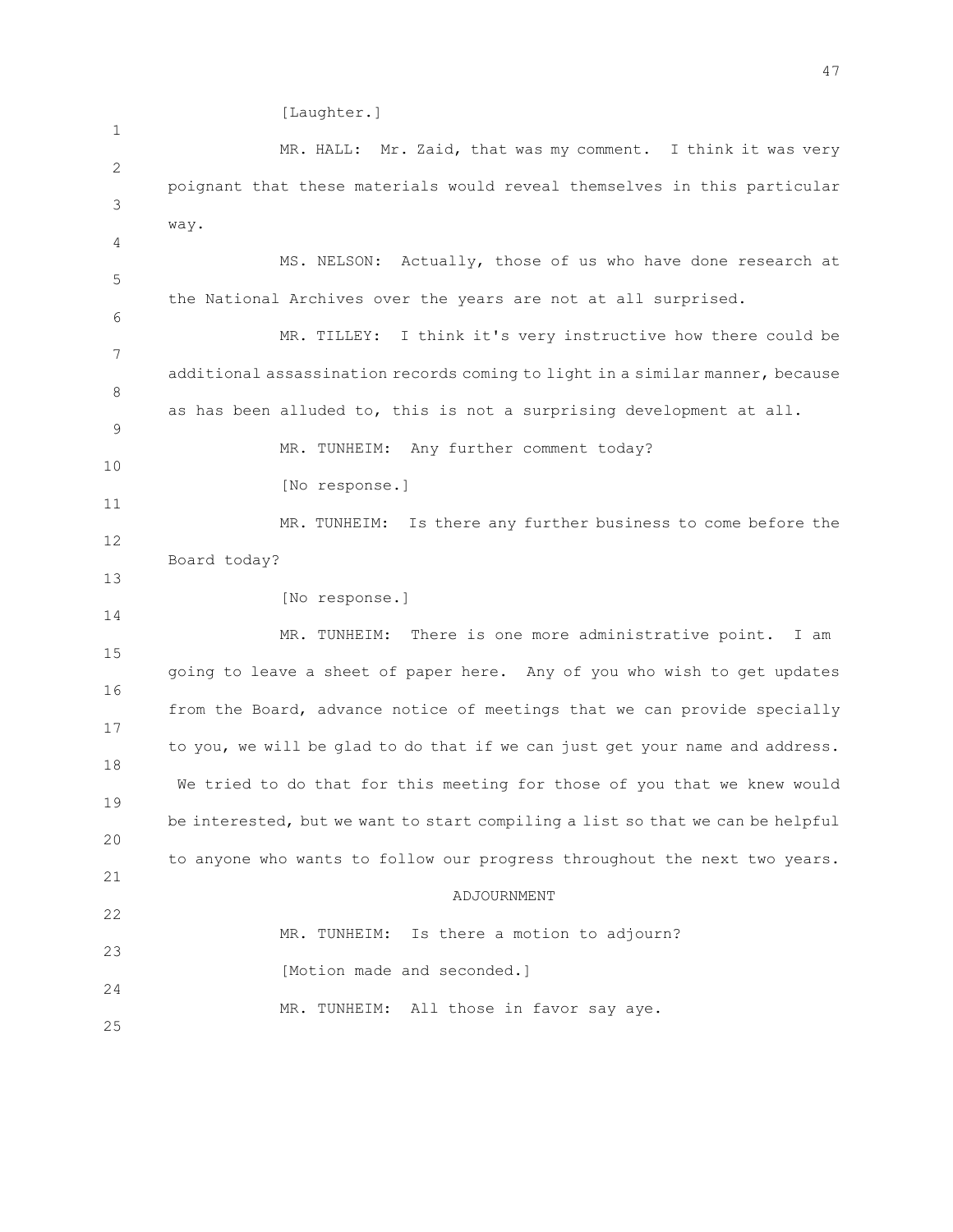[Laughter.]

MR. HALL: Mr. Zaid, that was my comment. I think it was very poignant that these materials would reveal themselves in this particular way.

MS. NELSON: Actually, those of us who have done research at the National Archives over the years are not at all surprised.

MR. TILLEY: I think it's very instructive how there could be additional assassination records coming to light in a similar manner, because as has been alluded to, this is not a surprising development at all.

MR. TUNHEIM: Any further comment today?

[No response.]

MR. TUNHEIM: Is there any further business to come before the Board today?

[No response.]

MR. TUNHEIM: There is one more administrative point. I am going to leave a sheet of paper here. Any of you who wish to get updates from the Board, advance notice of meetings that we can provide specially to you, we will be glad to do that if we can just get your name and address. We tried to do that for this meeting for those of you that we knew would be interested, but we want to start compiling a list so that we can be helpful to anyone who wants to follow our progress throughout the next two years.

ADJOURNMENT

MR. TUNHEIM: Is there a motion to adjourn?

[Motion made and seconded.]

MR. TUNHEIM: All those in favor say aye.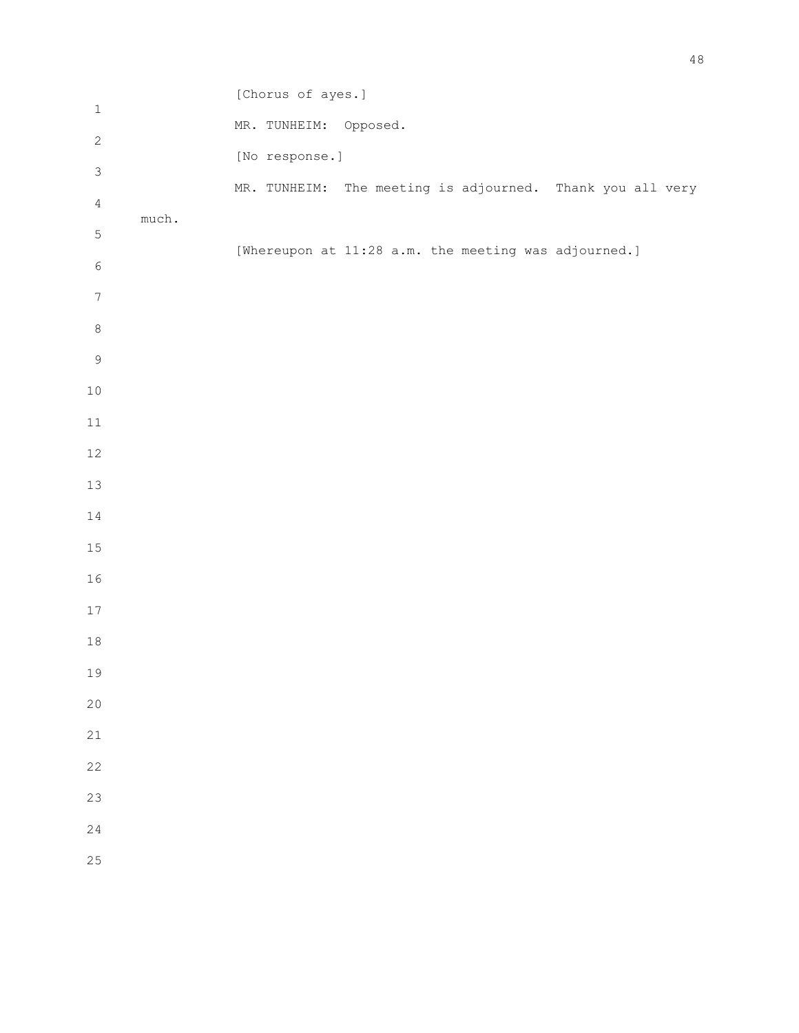[Chorus of ayes.]

MR. TUNHEIM: Opposed.

[No response.]

MR. TUNHEIM: The meeting is adjourned. Thank you all very much.

[Whereupon at 11:28 a.m. the meeting was adjourned.]